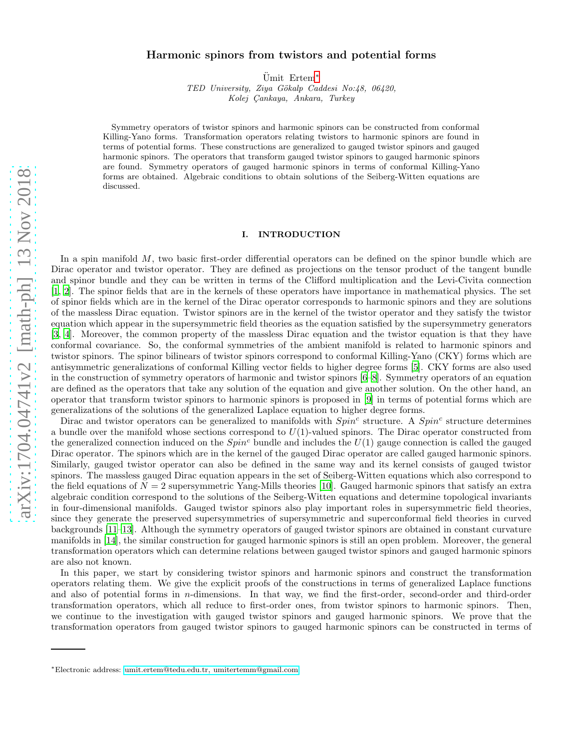# Harmonic spinors from twistors and potential forms

Ümit Ertem[*]

*TED University, Ziya Gökalp Caddesi No:48, 06420,*
*Kolej Çankaya, Ankara, Turkey*

Symmetry operators of twistor spinors and harmonic spinors can be constructed from conformal Killing-Yano forms. Transformation operators relating twistors to harmonic spinors are found in terms of potential forms. These constructions are generalized to gauged twistor spinors and gauged harmonic spinors. The operators that transform gauged twistor spinors to gauged harmonic spinors are found. Symmetry operators of gauged harmonic spinors in terms of conformal Killing-Yano forms are obtained. Algebraic conditions to obtain solutions of the Seiberg-Witten equations are discussed.

## I. INTRODUCTION

In a spin manifold $M$, two basic first-order differential operators can be defined on the spinor bundle which are Dirac operator and twistor operator. They are defined as projections on the tensor product of the tangent bundle and spinor bundle and they can be written in terms of the Clifford multiplication and the Levi-Civita connection [1, 2]. The spinor fields that are in the kernels of these operators have importance in mathematical physics. The set of spinor fields which are in the kernel of the Dirac operator corresponds to harmonic spinors and they are solutions of the massless Dirac equation. Twistor spinors are in the kernel of the twistor operator and they satisfy the twistor equation which appear in the supersymmetric field theories as the equation satisfied by the supersymmetry generators [3, 4]. Moreover, the common property of the massless Dirac equation and the twistor equation is that they have conformal covariance. So, the conformal symmetries of the ambient manifold is related to harmonic spinors and twistor spinors. The spinor bilinears of twistor spinors correspond to conformal Killing-Yano (CKY) forms which are antisymmetric generalizations of conformal Killing vector fields to higher degree forms [5]. CKY forms are also used in the construction of symmetry operators of harmonic and twistor spinors [6–8]. Symmetry operators of an equation are defined as the operators that take any solution of the equation and give another solution. On the other hand, an operator that transform twistor spinors to harmonic spinors is proposed in [9] in terms of potential forms which are generalizations of the solutions of the generalized Laplace equation to higher degree forms.

Dirac and twistor operators can be generalized to manifolds with $Spin^c$ structure. A $Spin^c$ structure determines a bundle over the manifold whose sections correspond to $U(1)$-valued spinors. The Dirac operator constructed from the generalized connection induced on the $Spin^c$ bundle and includes the $U(1)$ gauge connection is called the gauged Dirac operator. The spinors which are in the kernel of the gauged Dirac operator are called gauged harmonic spinors. Similarly, gauged twistor operator can also be defined in the same way and its kernel consists of gauged twistor spinors. The massless gauged Dirac equation appears in the set of Seiberg-Witten equations which also correspond to the field equations of $N = 2$ supersymmetric Yang-Mills theories [10]. Gauged harmonic spinors that satisfy an extra algebraic condition correspond to the solutions of the Seiberg-Witten equations and determine topological invariants in four-dimensional manifolds. Gauged twistor spinors also play important roles in supersymmetric field theories, since they generate the preserved supersymmetries of supersymmetric and superconformal field theories in curved backgrounds [11–13]. Although the symmetry operators of gauged twistor spinors are obtained in constant curvature manifolds in [14], the similar construction for gauged harmonic spinors is still an open problem. Moreover, the general transformation operators which can determine relations between gauged twistor spinors and gauged harmonic spinors are also not known.

In this paper, we start by considering twistor spinors and harmonic spinors and construct the transformation operators relating them. We give the explicit proofs of the constructions in terms of generalized Laplace functions and also of potential forms in $n$-dimensions. In that way, we find the first-order, second-order and third-order transformation operators, which all reduce to first-order ones, from twistor spinors to harmonic spinors. Then, we continue to the investigation with gauged twistor spinors and gauged harmonic spinors. We prove that the transformation operators from gauged twistor spinors to gauged harmonic spinors can be constructed in terms of

[*] Electronic address: umit.ertem@tedu.edu.tr, umitertemm@gmail.com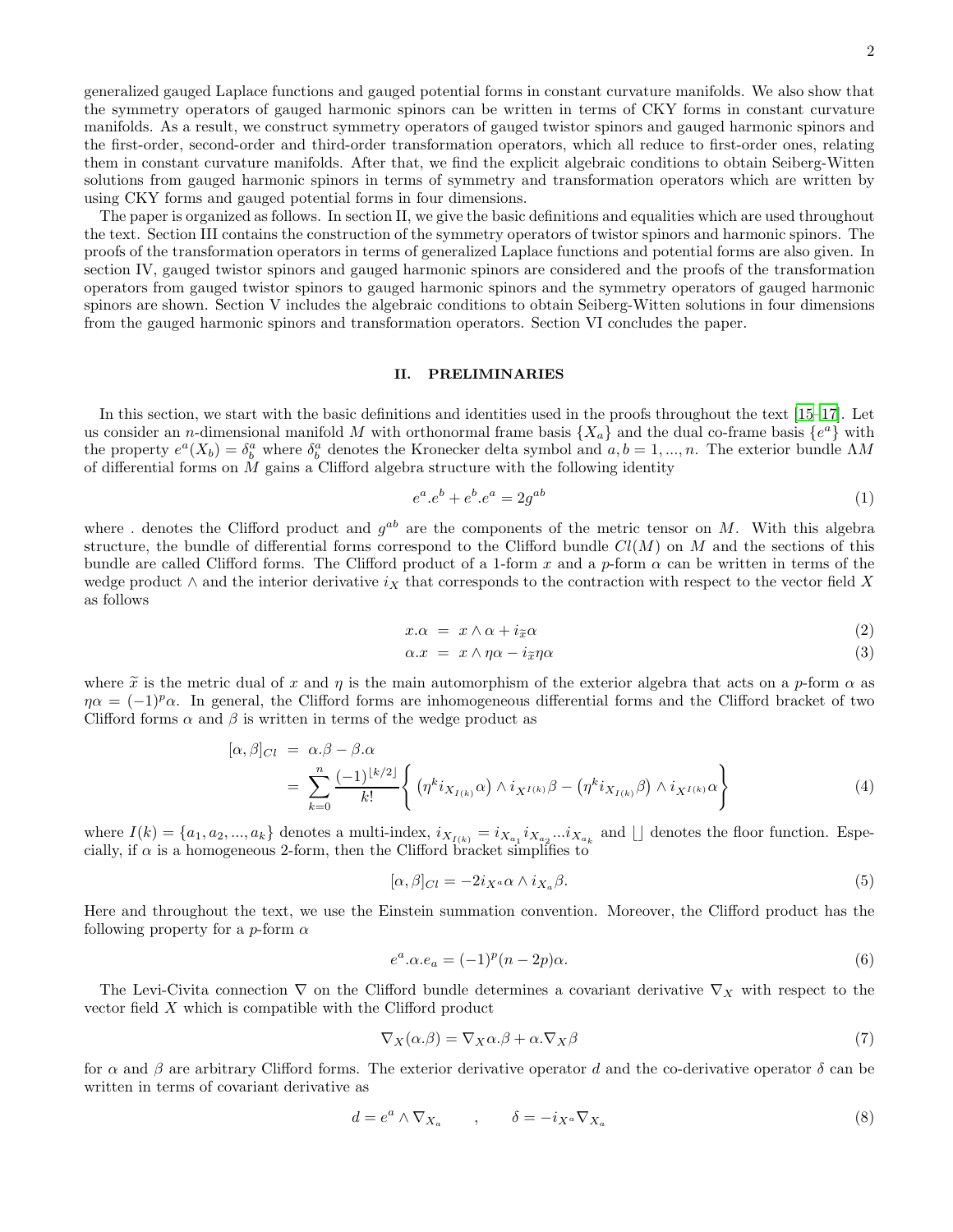generalized gauged Laplace functions and gauged potential forms in constant curvature manifolds. We also show that the symmetry operators of gauged harmonic spinors can be written in terms of CKY forms in constant curvature manifolds. As a result, we construct symmetry operators of gauged twistor spinors and gauged harmonic spinors and the first-order, second-order and third-order transformation operators, which all reduce to first-order ones, relating them in constant curvature manifolds. After that, we find the explicit algebraic conditions to obtain Seiberg-Witten solutions from gauged harmonic spinors in terms of symmetry and transformation operators which are written by using CKY forms and gauged potential forms in four dimensions.

The paper is organized as follows. In section II, we give the basic definitions and equalities which are used throughout the text. Section III contains the construction of the symmetry operators of twistor spinors and harmonic spinors. The proofs of the transformation operators in terms of generalized Laplace functions and potential forms are also given. In section IV, gauged twistor spinors and gauged harmonic spinors are considered and the proofs of the transformation operators from gauged twistor spinors to gauged harmonic spinors and the symmetry operators of gauged harmonic spinors are shown. Section V includes the algebraic conditions to obtain Seiberg-Witten solutions in four dimensions from the gauged harmonic spinors and transformation operators. Section VI concludes the paper.

## II. PRELIMINARIES

In this section, we start with the basic definitions and identities used in the proofs throughout the text [15–17]. Let us consider an $n$-dimensional manifold $M$ with orthonormal frame basis $\{X_a\}$ and the dual co-frame basis $\{e^a\}$ with the property $e^a(X_b) = \delta^a_b$ where $\delta^a_b$ denotes the Kronecker delta symbol and $a, b = 1, ..., n$. The exterior bundle $\Lambda M$ of differential forms on $M$ gains a Clifford algebra structure with the following identity

$$e^a.e^b + e^b.e^a = 2g^{ab} \tag{1}$$

where . denotes the Clifford product and $g^{ab}$ are the components of the metric tensor on $M$. With this algebra structure, the bundle of differential forms correspond to the Clifford bundle $Cl(M)$ on $M$ and the sections of this bundle are called Clifford forms. The Clifford product of a 1-form $x$ and a $p$-form $\alpha$ can be written in terms of the wedge product $\wedge$ and the interior derivative $i_X$ that corresponds to the contraction with respect to the vector field $X$ as follows

$$x.\alpha = x \wedge \alpha + i_{\widetilde{x}}\alpha \tag{2}$$

$$\alpha.x = x \wedge \eta\alpha - i_{\widetilde{x}}\eta\alpha \tag{3}$$

where $\widetilde{x}$ is the metric dual of $x$ and $\eta$ is the main automorphism of the exterior algebra that acts on a $p$-form $\alpha$ as $\eta\alpha = (-1)^p\alpha$. In general, the Clifford forms are inhomogeneous differential forms and the Clifford bracket of two Clifford forms $\alpha$ and $\beta$ is written in terms of the wedge product as

$$\begin{aligned}
[\alpha, \beta]_{Cl} &= \alpha.\beta - \beta.\alpha \\
&= \sum_{k=0}^{n} \frac{(-1)^{\lfloor k/2 \rfloor}}{k!} \left\{ \left(\eta^k i_{X_{I(k)}}\alpha\right) \wedge i_{X^{I(k)}}\beta - \left(\eta^k i_{X_{I(k)}}\beta\right) \wedge i_{X^{I(k)}}\alpha \right\}
\end{aligned} \tag{4}$$

where $I(k) = \{a_1, a_2, ..., a_k\}$ denotes a multi-index, $i_{X_{I(k)}} = i_{X_{a_1}} i_{X_{a_2}} ... i_{X_{a_k}}$ and $\lfloor \rfloor$ denotes the floor function. Especially, if $\alpha$ is a homogeneous 2-form, then the Clifford bracket simplifies to

$$[\alpha, \beta]_{Cl} = -2i_{X^a}\alpha \wedge i_{X_a}\beta. \tag{5}$$

Here and throughout the text, we use the Einstein summation convention. Moreover, the Clifford product has the following property for a $p$-form $\alpha$

$$e^a.\alpha.e_a = (-1)^p(n - 2p)\alpha. \tag{6}$$

The Levi-Civita connection $\nabla$ on the Clifford bundle determines a covariant derivative $\nabla_X$ with respect to the vector field $X$ which is compatible with the Clifford product

$$\nabla_X(\alpha.\beta) = \nabla_X\alpha.\beta + \alpha.\nabla_X\beta \tag{7}$$

for $\alpha$ and $\beta$ are arbitrary Clifford forms. The exterior derivative operator $d$ and the co-derivative operator $\delta$ can be written in terms of covariant derivative as

$$d = e^a \wedge \nabla_{X_a} \qquad , \qquad \delta = -i_{X^a}\nabla_{X_a} \tag{8}$$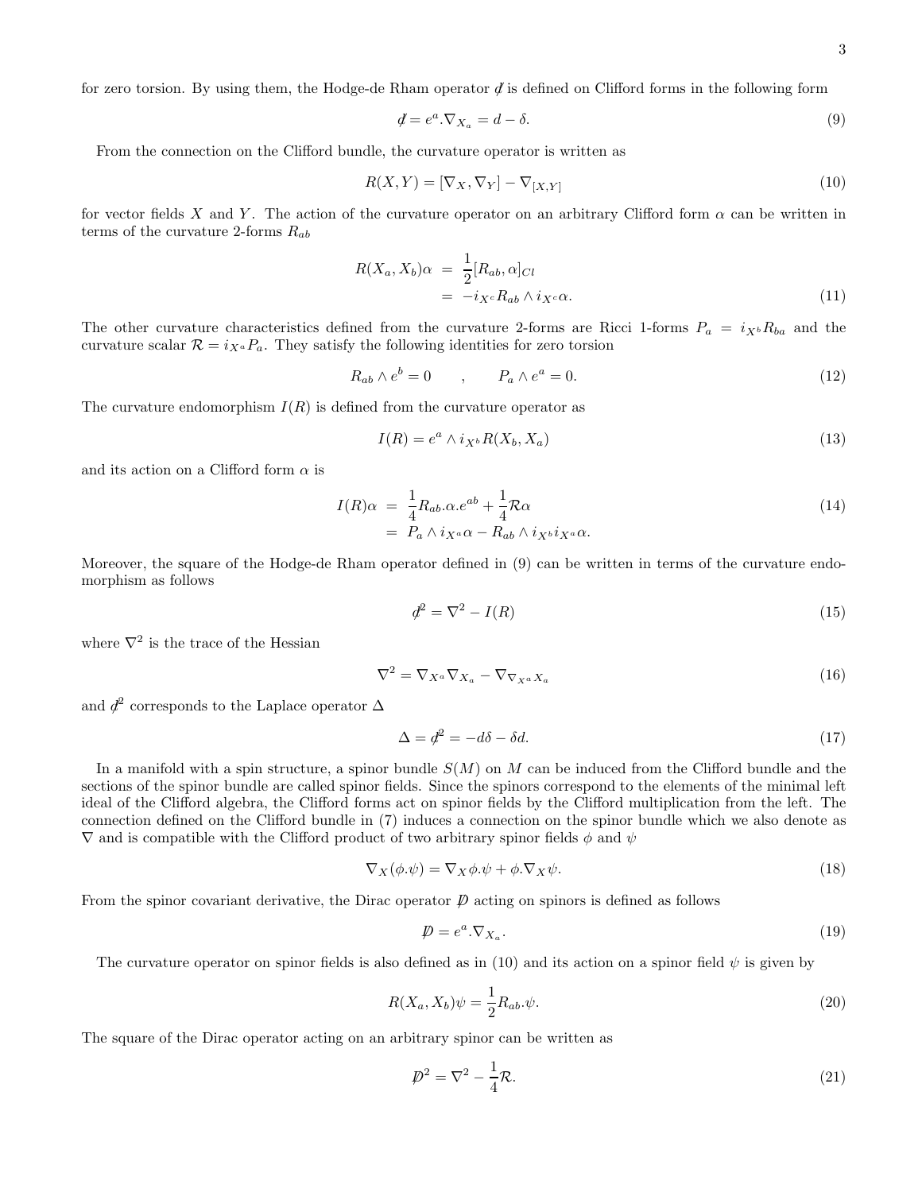for zero torsion. By using them, the Hodge-de Rham operator $d\!\!\!/$ is defined on Clifford forms in the following form

$$d\!\!\!/ = e^a.\nabla_{X_a} = d - \delta. \tag{9}$$

From the connection on the Clifford bundle, the curvature operator is written as

$$R(X,Y) = [\nabla_X, \nabla_Y] - \nabla_{[X,Y]} \tag{10}$$

for vector fields $X$ and $Y$. The action of the curvature operator on an arbitrary Clifford form $\alpha$ can be written in terms of the curvature 2-forms $R_{ab}$

$$\begin{aligned} R(X_a, X_b)\alpha &= \frac{1}{2}[R_{ab}, \alpha]_{Cl} \\ &= -i_{X^c}R_{ab} \wedge i_{X^c}\alpha. \end{aligned} \tag{11}$$

The other curvature characteristics defined from the curvature 2-forms are Ricci 1-forms $P_a = i_{X^b}R_{ba}$ and the curvature scalar $\mathcal{R} = i_{X^a}P_a$. They satisfy the following identities for zero torsion

$$R_{ab} \wedge e^b = 0 \qquad , \qquad P_a \wedge e^a = 0. \tag{12}$$

The curvature endomorphism $I(R)$ is defined from the curvature operator as

$$I(R) = e^a \wedge i_{X^b}R(X_b, X_a) \tag{13}$$

and its action on a Clifford form $\alpha$ is

$$\begin{aligned} I(R)\alpha &= \frac{1}{4}R_{ab}.\alpha.e^{ab} + \frac{1}{4}\mathcal{R}\alpha \\ &= P_a \wedge i_{X^a}\alpha - R_{ab} \wedge i_{X^b}i_{X^a}\alpha. \end{aligned} \tag{14}$$

Moreover, the square of the Hodge-de Rham operator defined in (9) can be written in terms of the curvature endomorphism as follows

$$d\!\!\!/^2 = \nabla^2 - I(R) \tag{15}$$

where $\nabla^2$ is the trace of the Hessian

$$\nabla^2 = \nabla_{X^a}\nabla_{X_a} - \nabla_{\nabla_{X^a}X_a} \tag{16}$$

and $d\!\!\!/^2$ corresponds to the Laplace operator $\Delta$

$$\Delta = d\!\!\!/^2 = -d\delta - \delta d. \tag{17}$$

In a manifold with a spin structure, a spinor bundle $S(M)$ on $M$ can be induced from the Clifford bundle and the sections of the spinor bundle are called spinor fields. Since the spinors correspond to the elements of the minimal left ideal of the Clifford algebra, the Clifford forms act on spinor fields by the Clifford multiplication from the left. The connection defined on the Clifford bundle in (7) induces a connection on the spinor bundle which we also denote as $\nabla$ and is compatible with the Clifford product of two arbitrary spinor fields $\phi$ and $\psi$

$$\nabla_X(\phi.\psi) = \nabla_X\phi.\psi + \phi.\nabla_X\psi. \tag{18}$$

From the spinor covariant derivative, the Dirac operator $\not{D}$ acting on spinors is defined as follows

$$\not{D} = e^a.\nabla_{X_a}. \tag{19}$$

The curvature operator on spinor fields is also defined as in (10) and its action on a spinor field $\psi$ is given by

$$R(X_a, X_b)\psi = \frac{1}{2}R_{ab}.\psi. \tag{20}$$

The square of the Dirac operator acting on an arbitrary spinor can be written as

$$\not{D}^2 = \nabla^2 - \frac{1}{4}\mathcal{R}. \tag{21}$$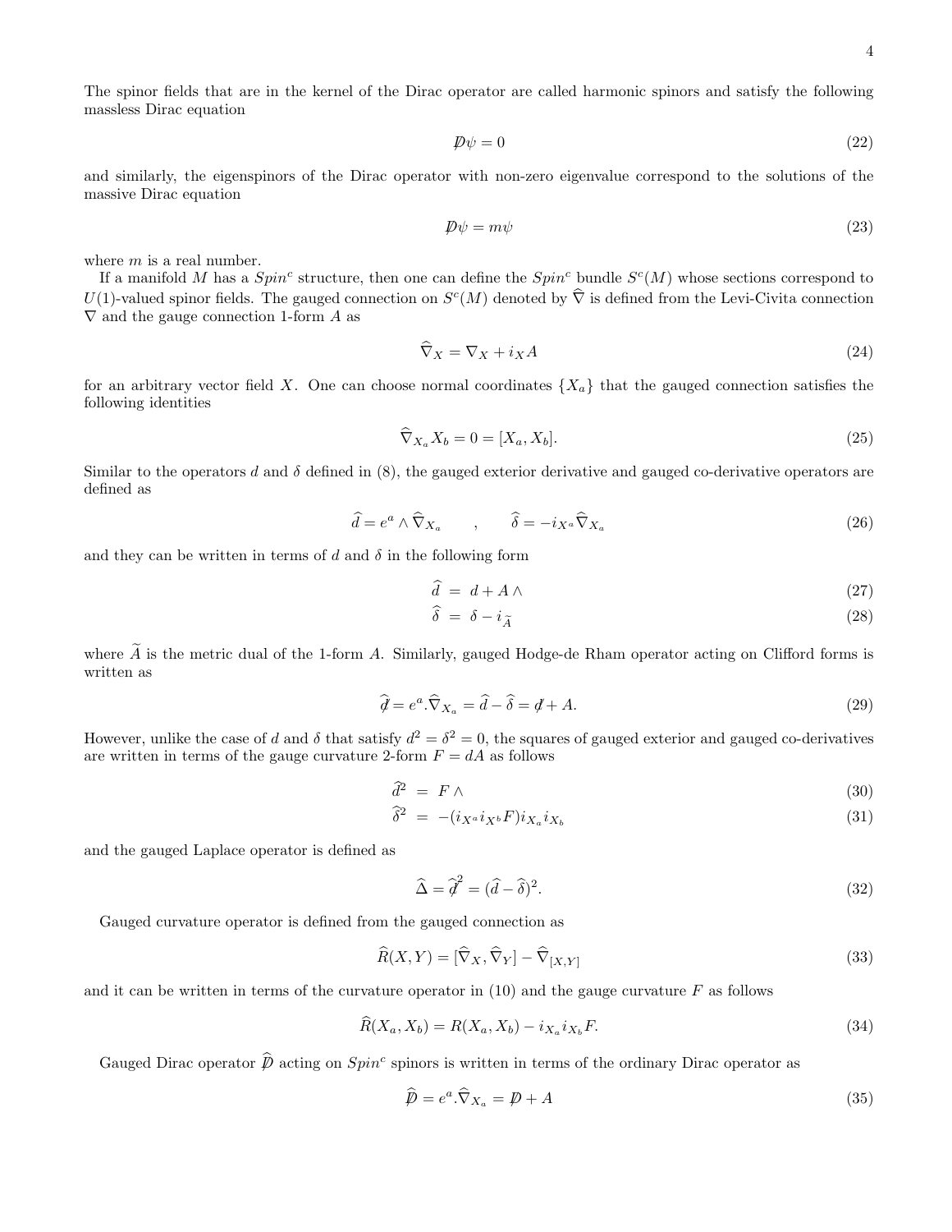The spinor fields that are in the kernel of the Dirac operator are called harmonic spinors and satisfy the following massless Dirac equation

$$\not{D}\psi = 0 \tag{22}$$

and similarly, the eigenspinors of the Dirac operator with non-zero eigenvalue correspond to the solutions of the massive Dirac equation

$$\not{D}\psi = m\psi \tag{23}$$

where $m$ is a real number.

If a manifold $M$ has a $Spin^c$ structure, then one can define the $Spin^c$ bundle $S^c(M)$ whose sections correspond to $U(1)$-valued spinor fields. The gauged connection on $S^c(M)$ denoted by $\widehat{\nabla}$ is defined from the Levi-Civita connection $\nabla$ and the gauge connection 1-form $A$ as

$$\widehat{\nabla}_X = \nabla_X + i_X A \tag{24}$$

for an arbitrary vector field $X$. One can choose normal coordinates $\{X_a\}$ that the gauged connection satisfies the following identities

$$\widehat{\nabla}_{X_a} X_b = 0 = [X_a, X_b]. \tag{25}$$

Similar to the operators $d$ and $\delta$ defined in (8), the gauged exterior derivative and gauged co-derivative operators are defined as

$$\widehat{d} = e^a \wedge \widehat{\nabla}_{X_a} \qquad , \qquad \widehat{\delta} = -i_{X^a}\widehat{\nabla}_{X_a} \tag{26}$$

and they can be written in terms of $d$ and $\delta$ in the following form

$$\widehat{d} \;=\; d + A\wedge \tag{27}$$

$$\widehat{\delta} \;=\; \delta - i_{\widetilde{A}} \tag{28}$$

where $\widetilde{A}$ is the metric dual of the 1-form $A$. Similarly, gauged Hodge-de Rham operator acting on Clifford forms is written as

$$\widehat{\not{d}} = e^a.\widehat{\nabla}_{X_a} = \widehat{d} - \widehat{\delta} = \not{d} + A. \tag{29}$$

However, unlike the case of $d$ and $\delta$ that satisfy $d^2 = \delta^2 = 0$, the squares of gauged exterior and gauged co-derivatives are written in terms of the gauge curvature 2-form $F = dA$ as follows

$$\widehat{d}^2 \;=\; F\wedge \tag{30}$$

$$\widehat{\delta}^2 \;=\; -(i_{X^a}i_{X^b}F)i_{X_a}i_{X_b} \tag{31}$$

and the gauged Laplace operator is defined as

$$\widehat{\Delta} = \widehat{\not{d}}^2 = (\widehat{d} - \widehat{\delta})^2. \tag{32}$$

Gauged curvature operator is defined from the gauged connection as

$$\widehat{R}(X,Y) = [\widehat{\nabla}_X, \widehat{\nabla}_Y] - \widehat{\nabla}_{[X,Y]} \tag{33}$$

and it can be written in terms of the curvature operator in (10) and the gauge curvature $F$ as follows

$$\widehat{R}(X_a, X_b) = R(X_a, X_b) - i_{X_a}i_{X_b}F. \tag{34}$$

Gauged Dirac operator $\widehat{\not{D}}$ acting on $Spin^c$ spinors is written in terms of the ordinary Dirac operator as

$$\widehat{\not{D}} = e^a.\widehat{\nabla}_{X_a} = \not{D} + A \tag{35}$$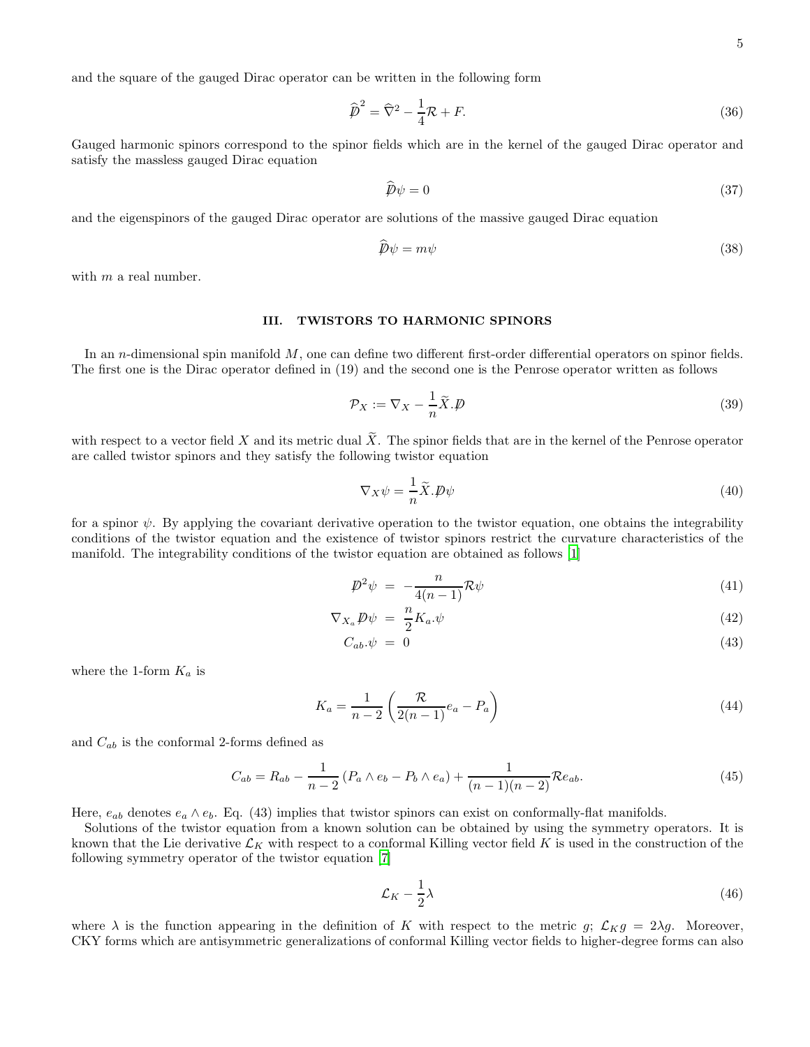and the square of the gauged Dirac operator can be written in the following form

$$\widehat{\not{D}}^2 = \widehat{\nabla}^2 - \frac{1}{4}\mathcal{R} + F. \tag{36}$$

Gauged harmonic spinors correspond to the spinor fields which are in the kernel of the gauged Dirac operator and satisfy the massless gauged Dirac equation

$$\widehat{\not{D}}\psi = 0 \tag{37}$$

and the eigenspinors of the gauged Dirac operator are solutions of the massive gauged Dirac equation

$$\widehat{\not{D}}\psi = m\psi \tag{38}$$

with $m$ a real number.

## III. TWISTORS TO HARMONIC SPINORS

In an $n$-dimensional spin manifold $M$, one can define two different first-order differential operators on spinor fields. The first one is the Dirac operator defined in (19) and the second one is the Penrose operator written as follows

$$\mathcal{P}_X := \nabla_X - \frac{1}{n}\widetilde{X}.\not{D} \tag{39}$$

with respect to a vector field $X$ and its metric dual $\widetilde{X}$. The spinor fields that are in the kernel of the Penrose operator are called twistor spinors and they satisfy the following twistor equation

$$\nabla_X\psi = \frac{1}{n}\widetilde{X}.\not{D}\psi \tag{40}$$

for a spinor $\psi$. By applying the covariant derivative operation to the twistor equation, one obtains the integrability conditions of the twistor equation and the existence of twistor spinors restrict the curvature characteristics of the manifold. The integrability conditions of the twistor equation are obtained as follows [1]

$$\not{D}^2\psi = -\frac{n}{4(n-1)}\mathcal{R}\psi \tag{41}$$

$$\nabla_{X_a}\not{D}\psi = \frac{n}{2}K_a.\psi \tag{42}$$

$$C_{ab}.\psi = 0 \tag{43}$$

where the 1-form $K_a$ is

$$K_a = \frac{1}{n-2}\left(\frac{\mathcal{R}}{2(n-1)}e_a - P_a\right) \tag{44}$$

and $C_{ab}$ is the conformal 2-forms defined as

$$C_{ab} = R_{ab} - \frac{1}{n-2}\left(P_a \wedge e_b - P_b \wedge e_a\right) + \frac{1}{(n-1)(n-2)}\mathcal{R}e_{ab}. \tag{45}$$

Here, $e_{ab}$ denotes $e_a \wedge e_b$. Eq. (43) implies that twistor spinors can exist on conformally-flat manifolds.

Solutions of the twistor equation from a known solution can be obtained by using the symmetry operators. It is known that the Lie derivative $\mathcal{L}_K$ with respect to a conformal Killing vector field $K$ is used in the construction of the following symmetry operator of the twistor equation [7]

$$\mathcal{L}_K - \frac{1}{2}\lambda \tag{46}$$

where $\lambda$ is the function appearing in the definition of $K$ with respect to the metric $g$; $\mathcal{L}_K g = 2\lambda g$. Moreover, CKY forms which are antisymmetric generalizations of conformal Killing vector fields to higher-degree forms can also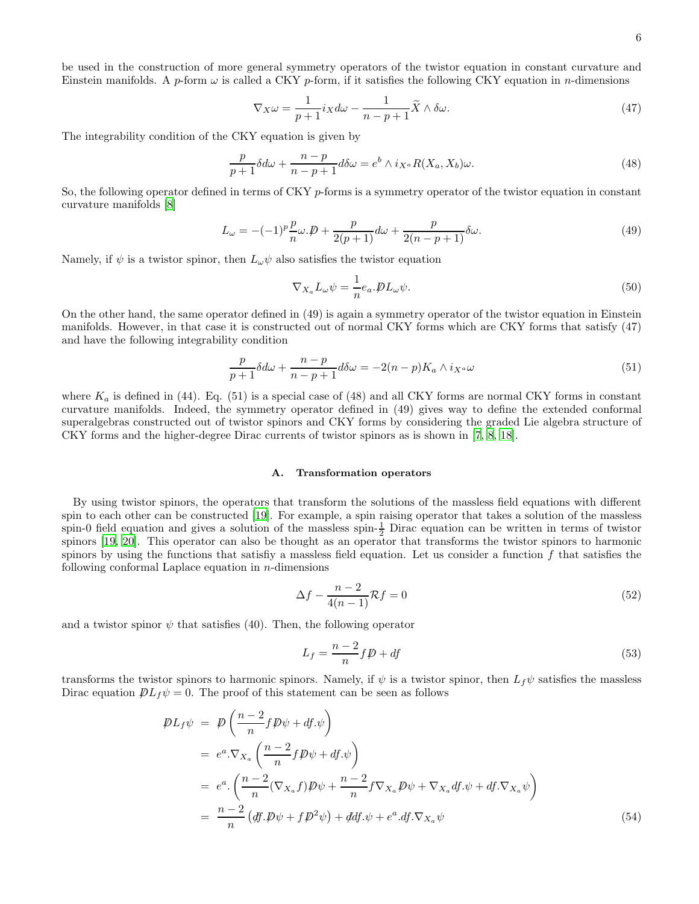be used in the construction of more general symmetry operators of the twistor equation in constant curvature and Einstein manifolds. A $p$-form $\omega$ is called a CKY $p$-form, if it satisfies the following CKY equation in $n$-dimensions

$$\nabla_X \omega = \frac{1}{p+1} i_X d\omega - \frac{1}{n-p+1} \widetilde{X} \wedge \delta\omega. \tag{47}$$

The integrability condition of the CKY equation is given by

$$\frac{p}{p+1}\delta d\omega + \frac{n-p}{n-p+1} d\delta\omega = e^b \wedge i_{X^a} R(X_a, X_b)\omega. \tag{48}$$

So, the following operator defined in terms of CKY $p$-forms is a symmetry operator of the twistor equation in constant curvature manifolds [8]

$$L_\omega = -(-1)^p \frac{p}{n} \omega.\displaystyle{\not}D + \frac{p}{2(p+1)} d\omega + \frac{p}{2(n-p+1)} \delta\omega. \tag{49}$$

Namely, if $\psi$ is a twistor spinor, then $L_\omega \psi$ also satisfies the twistor equation

$$\nabla_{X_a} L_\omega \psi = \frac{1}{n} e_a.\displaystyle{\not}D L_\omega \psi. \tag{50}$$

On the other hand, the same operator defined in (49) is again a symmetry operator of the twistor equation in Einstein manifolds. However, in that case it is constructed out of normal CKY forms which are CKY forms that satisfy (47) and have the following integrability condition

$$\frac{p}{p+1}\delta d\omega + \frac{n-p}{n-p+1} d\delta\omega = -2(n-p) K_a \wedge i_{X^a}\omega \tag{51}$$

where $K_a$ is defined in (44). Eq. (51) is a special case of (48) and all CKY forms are normal CKY forms in constant curvature manifolds. Indeed, the symmetry operator defined in (49) gives way to define the extended conformal superalgebras constructed out of twistor spinors and CKY forms by considering the graded Lie algebra structure of CKY forms and the higher-degree Dirac currents of twistor spinors as is shown in [7, 8, 18].

### A. Transformation operators

By using twistor spinors, the operators that transform the solutions of the massless field equations with different spin to each other can be constructed [19]. For example, a spin raising operator that takes a solution of the massless spin-0 field equation and gives a solution of the massless spin-$\frac{1}{2}$ Dirac equation can be written in terms of twistor spinors [19, 20]. This operator can also be thought as an operator that transforms the twistor spinors to harmonic spinors by using the functions that satisfiy a massless field equation. Let us consider a function $f$ that satisfies the following conformal Laplace equation in $n$-dimensions

$$\Delta f - \frac{n-2}{4(n-1)} \mathcal{R} f = 0 \tag{52}$$

and a twistor spinor $\psi$ that satisfies (40). Then, the following operator

$$L_f = \frac{n-2}{n} f \displaystyle{\not}D + df \tag{53}$$

transforms the twistor spinors to harmonic spinors. Namely, if $\psi$ is a twistor spinor, then $L_f \psi$ satisfies the massless Dirac equation $\displaystyle{\not}D L_f \psi = 0$. The proof of this statement can be seen as follows

$$\begin{aligned}
\displaystyle{\not}D L_f \psi &= \displaystyle{\not}D \left( \frac{n-2}{n} f \displaystyle{\not}D\psi + df.\psi \right) \\
&= e^a.\nabla_{X_a} \left( \frac{n-2}{n} f \displaystyle{\not}D\psi + df.\psi \right) \\
&= e^a. \left( \frac{n-2}{n} (\nabla_{X_a} f) \displaystyle{\not}D\psi + \frac{n-2}{n} f \nabla_{X_a} \displaystyle{\not}D\psi + \nabla_{X_a} df.\psi + df.\nabla_{X_a}\psi \right) \\
&= \frac{n-2}{n} \left( \displaystyle{\not}d f.\displaystyle{\not}D\psi + f \displaystyle{\not}D^2 \psi \right) + \displaystyle{\not}d df.\psi + e^a.df.\nabla_{X_a}\psi
\end{aligned} \tag{54}$$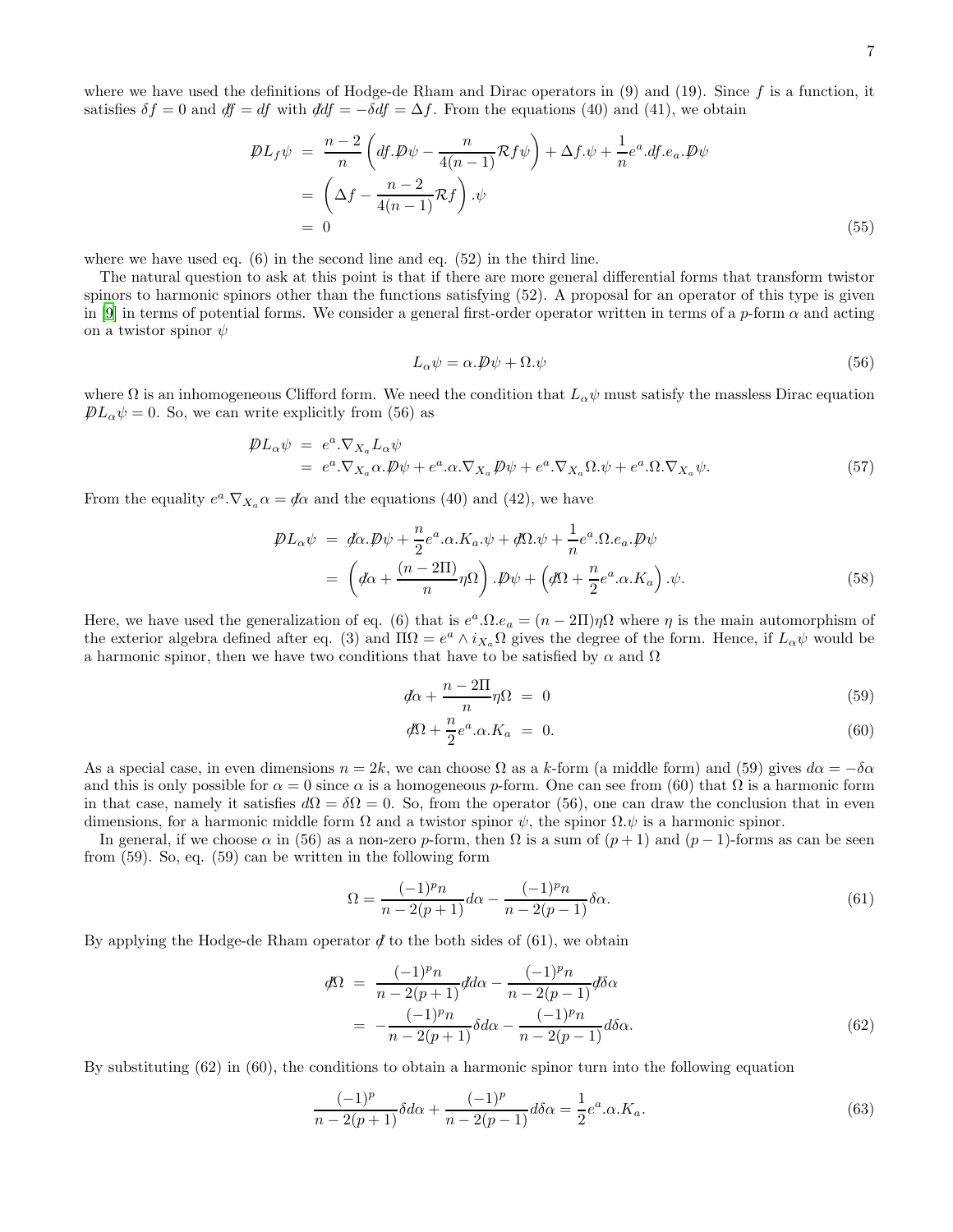where we have used the definitions of Hodge-de Rham and Dirac operators in (9) and (19). Since $f$ is a function, it satisfies $\delta f = 0$ and $\displaystyle{\not}d f = df$ with $\displaystyle{\not}d df = -\delta df = \Delta f$. From the equations (40) and (41), we obtain

$$
\begin{aligned}
\displaystyle{\not}D L_f \psi &= \frac{n-2}{n}\left(df.\displaystyle{\not}D\psi - \frac{n}{4(n-1)}\mathcal{R}f\psi\right) + \Delta f.\psi + \frac{1}{n}e^a.df.e_a.\displaystyle{\not}D\psi \\
&= \left(\Delta f - \frac{n-2}{4(n-1)}\mathcal{R}f\right).\psi \\
&= 0
\end{aligned} \tag{55}
$$

where we have used eq. (6) in the second line and eq. (52) in the third line.

The natural question to ask at this point is that if there are more general differential forms that transform twistor spinors to harmonic spinors other than the functions satisfying (52). A proposal for an operator of this type is given in [9] in terms of potential forms. We consider a general first-order operator written in terms of a $p$-form $\alpha$ and acting on a twistor spinor $\psi$

$$
L_\alpha \psi = \alpha.\displaystyle{\not}D\psi + \Omega.\psi \tag{56}
$$

where $\Omega$ is an inhomogeneous Clifford form. We need the condition that $L_\alpha\psi$ must satisfy the massless Dirac equation $\displaystyle{\not}D L_\alpha \psi = 0$. So, we can write explicitly from (56) as

$$
\begin{aligned}
\displaystyle{\not}D L_\alpha \psi &= e^a.\nabla_{X_a} L_\alpha \psi \\
&= e^a.\nabla_{X_a}\alpha.\displaystyle{\not}D\psi + e^a.\alpha.\nabla_{X_a}\displaystyle{\not}D\psi + e^a.\nabla_{X_a}\Omega.\psi + e^a.\Omega.\nabla_{X_a}\psi.
\end{aligned} \tag{57}
$$

From the equality $e^a.\nabla_{X_a}\alpha = \displaystyle{\not}d\alpha$ and the equations (40) and (42), we have

$$
\begin{aligned}
\displaystyle{\not}D L_\alpha \psi &= \displaystyle{\not}d\alpha.\displaystyle{\not}D\psi + \frac{n}{2}e^a.\alpha.K_a.\psi + \displaystyle{\not}d\Omega.\psi + \frac{1}{n}e^a.\Omega.e_a.\displaystyle{\not}D\psi \\
&= \left(\displaystyle{\not}d\alpha + \frac{(n-2\Pi)}{n}\eta\Omega\right).\displaystyle{\not}D\psi + \left(\displaystyle{\not}d\Omega + \frac{n}{2}e^a.\alpha.K_a\right).\psi.
\end{aligned} \tag{58}
$$

Here, we have used the generalization of eq. (6) that is $e^a.\Omega.e_a = (n-2\Pi)\eta\Omega$ where $\eta$ is the main automorphism of the exterior algebra defined after eq. (3) and $\Pi\Omega = e^a \wedge i_{X_a}\Omega$ gives the degree of the form. Hence, if $L_\alpha\psi$ would be a harmonic spinor, then we have two conditions that have to be satisfied by $\alpha$ and $\Omega$

$$
\displaystyle{\not}d\alpha + \frac{n-2\Pi}{n}\eta\Omega = 0 \tag{59}
$$

$$
\displaystyle{\not}d\Omega + \frac{n}{2}e^a.\alpha.K_a = 0. \tag{60}
$$

As a special case, in even dimensions $n = 2k$, we can choose $\Omega$ as a $k$-form (a middle form) and (59) gives $d\alpha = -\delta\alpha$ and this is only possible for $\alpha = 0$ since $\alpha$ is a homogeneous $p$-form. One can see from (60) that $\Omega$ is a harmonic form in that case, namely it satisfies $d\Omega = \delta\Omega = 0$. So, from the operator (56), one can draw the conclusion that in even dimensions, for a harmonic middle form $\Omega$ and a twistor spinor $\psi$, the spinor $\Omega.\psi$ is a harmonic spinor.

In general, if we choose $\alpha$ in (56) as a non-zero $p$-form, then $\Omega$ is a sum of $(p+1)$ and $(p-1)$-forms as can be seen from (59). So, eq. (59) can be written in the following form

$$
\Omega = \frac{(-1)^p n}{n-2(p+1)}d\alpha - \frac{(-1)^p n}{n-2(p-1)}\delta\alpha. \tag{61}
$$

By applying the Hodge-de Rham operator $\displaystyle{\not}d$ to the both sides of (61), we obtain

$$
\begin{aligned}
\displaystyle{\not}d\Omega &= \frac{(-1)^p n}{n-2(p+1)}\displaystyle{\not}d d\alpha - \frac{(-1)^p n}{n-2(p-1)}\displaystyle{\not}d\delta\alpha \\
&= -\frac{(-1)^p n}{n-2(p+1)}\delta d\alpha - \frac{(-1)^p n}{n-2(p-1)}d\delta\alpha.
\end{aligned} \tag{62}
$$

By substituting (62) in (60), the conditions to obtain a harmonic spinor turn into the following equation

$$
\frac{(-1)^p}{n-2(p+1)}\delta d\alpha + \frac{(-1)^p}{n-2(p-1)}d\delta\alpha = \frac{1}{2}e^a.\alpha.K_a. \tag{63}
$$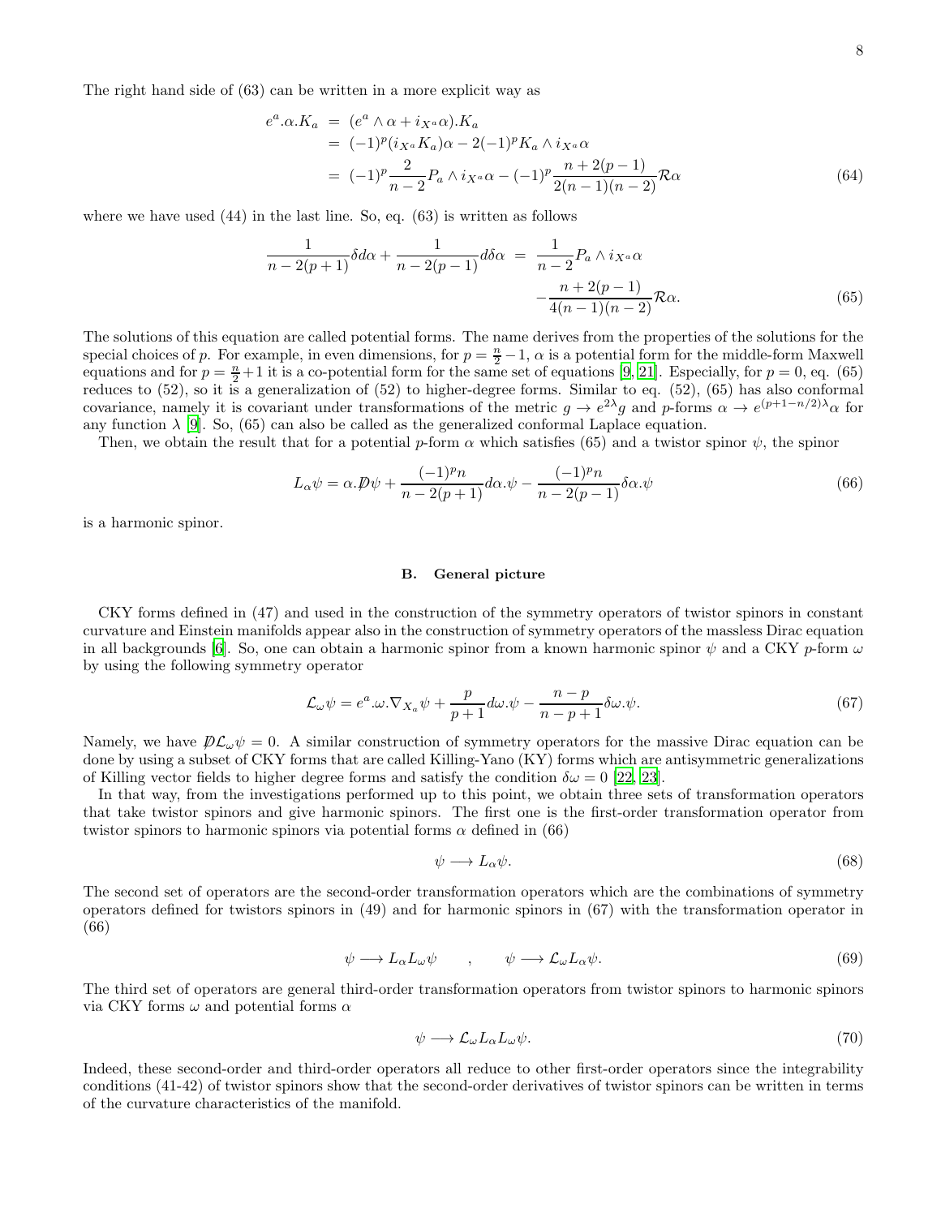The right hand side of (63) can be written in a more explicit way as

$$
\begin{aligned}
e^a.\alpha.K_a &= (e^a \wedge \alpha + i_{X^a}\alpha).K_a \\
&= (-1)^p (i_{X^a}K_a)\alpha - 2(-1)^p K_a \wedge i_{X^a}\alpha \\
&= (-1)^p \frac{2}{n-2} P_a \wedge i_{X^a}\alpha - (-1)^p \frac{n+2(p-1)}{2(n-1)(n-2)} \mathcal{R}\alpha
\end{aligned}
\tag{64}
$$

where we have used (44) in the last line. So, eq. (63) is written as follows

$$
\begin{aligned}
\frac{1}{n-2(p+1)}\delta d\alpha + \frac{1}{n-2(p-1)} d\delta\alpha &= \frac{1}{n-2} P_a \wedge i_{X^a}\alpha \\
&\quad - \frac{n+2(p-1)}{4(n-1)(n-2)} \mathcal{R}\alpha.
\end{aligned}
\tag{65}
$$

The solutions of this equation are called potential forms. The name derives from the properties of the solutions for the special choices of $p$. For example, in even dimensions, for $p = \frac{n}{2} - 1$, $\alpha$ is a potential form for the middle-form Maxwell equations and for $p = \frac{n}{2} + 1$ it is a co-potential form for the same set of equations [9, 21]. Especially, for $p = 0$, eq. (65) reduces to (52), so it is a generalization of (52) to higher-degree forms. Similar to eq. (52), (65) has also conformal covariance, namely it is covariant under transformations of the metric $g \to e^{2\lambda} g$ and $p$-forms $\alpha \to e^{(p+1-n/2)\lambda}\alpha$ for any function $\lambda$ [9]. So, (65) can also be called as the generalized conformal Laplace equation.

Then, we obtain the result that for a potential $p$-form $\alpha$ which satisfies (65) and a twistor spinor $\psi$, the spinor

$$
L_\alpha \psi = \alpha.\not{D}\psi + \frac{(-1)^p n}{n-2(p+1)} d\alpha.\psi - \frac{(-1)^p n}{n-2(p-1)} \delta\alpha.\psi
\tag{66}
$$

is a harmonic spinor.

### B. General picture

CKY forms defined in (47) and used in the construction of the symmetry operators of twistor spinors in constant curvature and Einstein manifolds appear also in the construction of symmetry operators of the massless Dirac equation in all backgrounds [6]. So, one can obtain a harmonic spinor from a known harmonic spinor $\psi$ and a CKY $p$-form $\omega$ by using the following symmetry operator

$$
\mathcal{L}_\omega \psi = e^a.\omega.\nabla_{X_a}\psi + \frac{p}{p+1} d\omega.\psi - \frac{n-p}{n-p+1} \delta\omega.\psi.
\tag{67}
$$

Namely, we have $\not{D}\mathcal{L}_\omega\psi = 0$. A similar construction of symmetry operators for the massive Dirac equation can be done by using a subset of CKY forms that are called Killing-Yano (KY) forms which are antisymmetric generalizations of Killing vector fields to higher degree forms and satisfy the condition $\delta\omega = 0$ [22, 23].

In that way, from the investigations performed up to this point, we obtain three sets of transformation operators that take twistor spinors and give harmonic spinors. The first one is the first-order transformation operator from twistor spinors to harmonic spinors via potential forms $\alpha$ defined in (66)

$$
\psi \longrightarrow L_\alpha \psi.
\tag{68}
$$

The second set of operators are the second-order transformation operators which are the combinations of symmetry operators defined for twistors spinors in (49) and for harmonic spinors in (67) with the transformation operator in (66)

$$
\psi \longrightarrow L_\alpha L_\omega \psi \qquad , \qquad \psi \longrightarrow \mathcal{L}_\omega L_\alpha \psi.
\tag{69}
$$

The third set of operators are general third-order transformation operators from twistor spinors to harmonic spinors via CKY forms $\omega$ and potential forms $\alpha$

$$
\psi \longrightarrow \mathcal{L}_\omega L_\alpha L_\omega \psi.
\tag{70}
$$

Indeed, these second-order and third-order operators all reduce to other first-order operators since the integrability conditions (41-42) of twistor spinors show that the second-order derivatives of twistor spinors can be written in terms of the curvature characteristics of the manifold.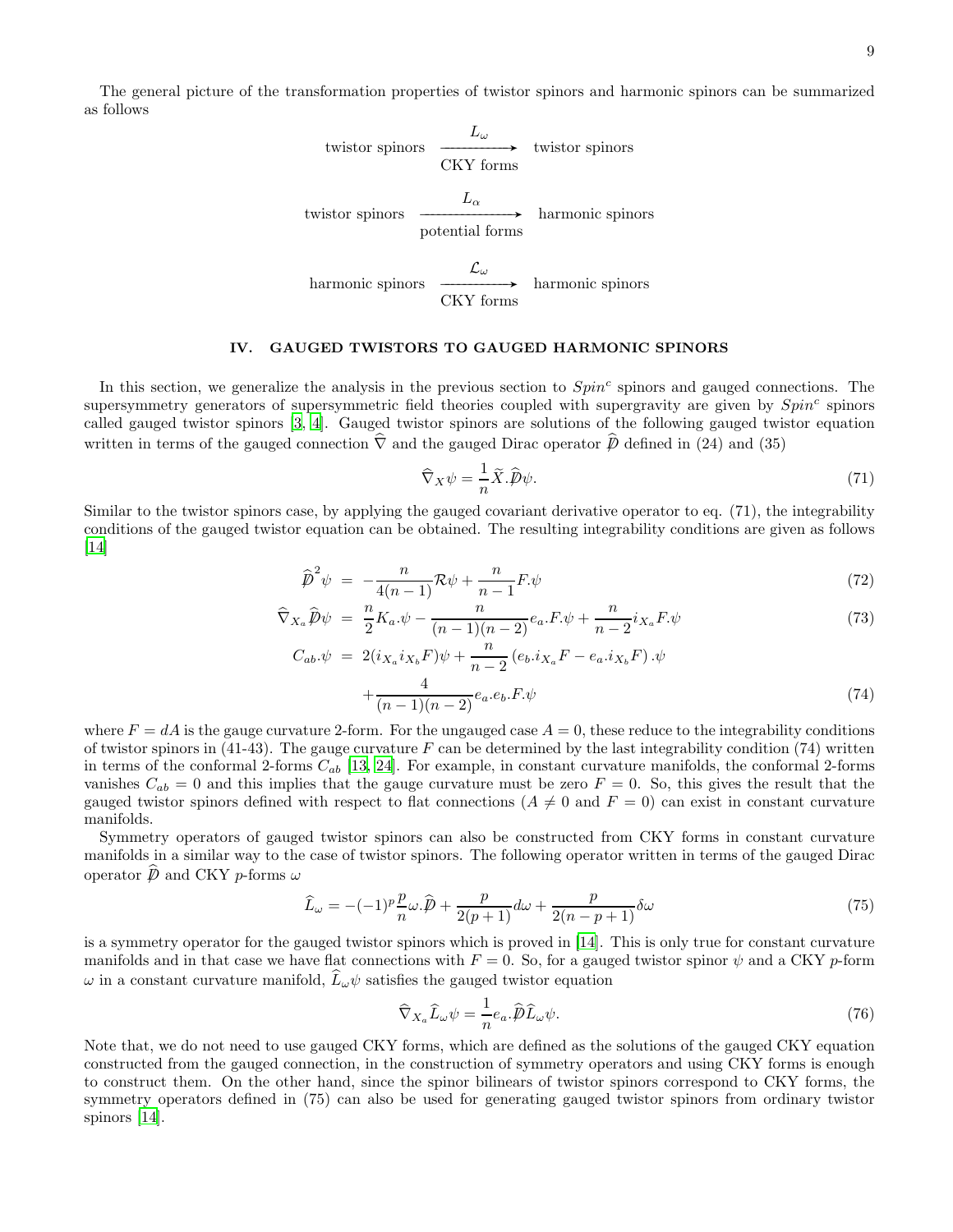The general picture of the transformation properties of twistor spinors and harmonic spinors can be summarized as follows

$$\text{twistor spinors} \xrightarrow[\text{CKY forms}]{L_\omega} \text{twistor spinors}$$

$$\text{twistor spinors} \xrightarrow[\text{potential forms}]{L_\alpha} \text{harmonic spinors}$$

$$\text{harmonic spinors} \xrightarrow[\text{CKY forms}]{\mathcal{L}_\omega} \text{harmonic spinors}$$

## IV. GAUGED TWISTORS TO GAUGED HARMONIC SPINORS

In this section, we generalize the analysis in the previous section to $Spin^c$ spinors and gauged connections. The supersymmetry generators of supersymmetric field theories coupled with supergravity are given by $Spin^c$ spinors called gauged twistor spinors [3, 4]. Gauged twistor spinors are solutions of the following gauged twistor equation written in terms of the gauged connection $\widehat{\nabla}$ and the gauged Dirac operator $\widehat{\not{D}}$ defined in (24) and (35)

$$\widehat{\nabla}_X\psi = \frac{1}{n}\widetilde{X}.\widehat{\not{D}}\psi. \tag{71}$$

Similar to the twistor spinors case, by applying the gauged covariant derivative operator to eq. (71), the integrability conditions of the gauged twistor equation can be obtained. The resulting integrability conditions are given as follows [14]

$$\widehat{\not{D}}^2\psi = -\frac{n}{4(n-1)}\mathcal{R}\psi + \frac{n}{n-1}F.\psi \tag{72}$$

$$\widehat{\nabla}_{X_a}\widehat{\not{D}}\psi = \frac{n}{2}K_a.\psi - \frac{n}{(n-1)(n-2)}e_a.F.\psi + \frac{n}{n-2}i_{X_a}F.\psi \tag{73}$$

$$C_{ab}.\psi = 2(i_{X_a}i_{X_b}F)\psi + \frac{n}{n-2}\left(e_b.i_{X_a}F - e_a.i_{X_b}F\right).\psi + \frac{4}{(n-1)(n-2)}e_a.e_b.F.\psi \tag{74}$$

where $F = dA$ is the gauge curvature 2-form. For the ungauged case $A = 0$, these reduce to the integrability conditions of twistor spinors in (41-43). The gauge curvature $F$ can be determined by the last integrability condition (74) written in terms of the conformal 2-forms $C_{ab}$ [13, 24]. For example, in constant curvature manifolds, the conformal 2-forms vanishes $C_{ab} = 0$ and this implies that the gauge curvature must be zero $F = 0$. So, this gives the result that the gauged twistor spinors defined with respect to flat connections ($A \neq 0$ and $F = 0$) can exist in constant curvature manifolds.

Symmetry operators of gauged twistor spinors can also be constructed from CKY forms in constant curvature manifolds in a similar way to the case of twistor spinors. The following operator written in terms of the gauged Dirac operator $\widehat{\not{D}}$ and CKY $p$-forms $\omega$

$$\widehat{L}_\omega = -(-1)^p\frac{p}{n}\omega.\widehat{\not{D}} + \frac{p}{2(p+1)}d\omega + \frac{p}{2(n-p+1)}\delta\omega \tag{75}$$

is a symmetry operator for the gauged twistor spinors which is proved in [14]. This is only true for constant curvature manifolds and in that case we have flat connections with $F = 0$. So, for a gauged twistor spinor $\psi$ and a CKY $p$-form $\omega$ in a constant curvature manifold, $\widehat{L}_\omega\psi$ satisfies the gauged twistor equation

$$\widehat{\nabla}_{X_a}\widehat{L}_\omega\psi = \frac{1}{n}e_a.\widehat{\not{D}}\widehat{L}_\omega\psi. \tag{76}$$

Note that, we do not need to use gauged CKY forms, which are defined as the solutions of the gauged CKY equation constructed from the gauged connection, in the construction of symmetry operators and using CKY forms is enough to construct them. On the other hand, since the spinor bilinears of twistor spinors correspond to CKY forms, the symmetry operators defined in (75) can also be used for generating gauged twistor spinors from ordinary twistor spinors [14].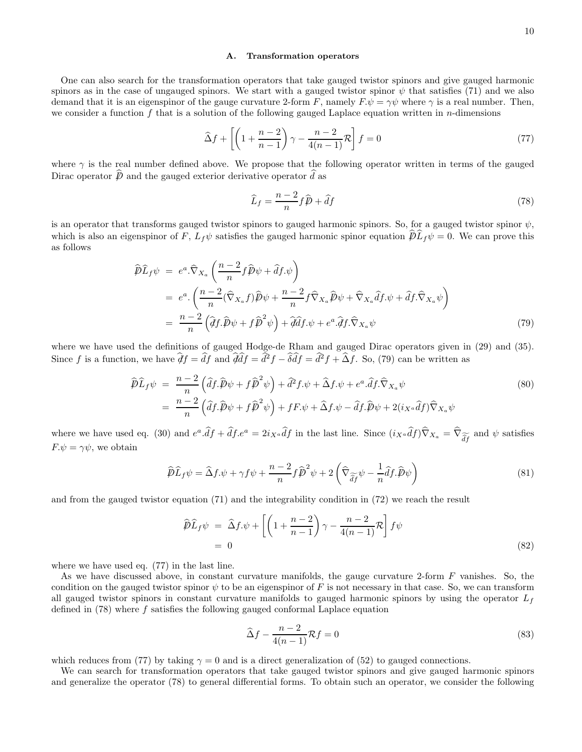### A. Transformation operators

One can also search for the transformation operators that take gauged twistor spinors and give gauged harmonic spinors as in the case of ungauged spinors. We start with a gauged twistor spinor $\psi$ that satisfies (71) and we also demand that it is an eigenspinor of the gauge curvature 2-form $F$, namely $F.\psi = \gamma\psi$ where $\gamma$ is a real number. Then, we consider a function $f$ that is a solution of the following gauged Laplace equation written in $n$-dimensions

$$\widehat{\Delta} f + \left[\left(1 + \frac{n-2}{n-1}\right)\gamma - \frac{n-2}{4(n-1)}\mathcal{R}\right] f = 0 \tag{77}$$

where $\gamma$ is the real number defined above. We propose that the following operator written in terms of the gauged Dirac operator $\widehat{\not{D}}$ and the gauged exterior derivative operator $\widehat{d}$ as

$$\widehat{L}_f = \frac{n-2}{n} f\widehat{\not{D}} + \widehat{d}f \tag{78}$$

is an operator that transforms gauged twistor spinors to gauged harmonic spinors. So, for a gauged twistor spinor $\psi$, which is also an eigenspinor of $F$, $L_f\psi$ satisfies the gauged harmonic spinor equation $\widehat{\not{D}}\widehat{L}_f\psi = 0$. We can prove this as follows

$$\begin{aligned}
\widehat{\not{D}}\widehat{L}_f\psi &= e^a.\widehat{\nabla}_{X_a}\left(\frac{n-2}{n} f\widehat{\not{D}}\psi + \widehat{d}f.\psi\right) \\
&= e^a.\left(\frac{n-2}{n}(\widehat{\nabla}_{X_a} f)\widehat{\not{D}}\psi + \frac{n-2}{n} f\widehat{\nabla}_{X_a}\widehat{\not{D}}\psi + \widehat{\nabla}_{X_a}\widehat{d}f.\psi + \widehat{d}f.\widehat{\nabla}_{X_a}\psi\right) \\
&= \frac{n-2}{n}\left(\widehat{\not{d}}f.\widehat{\not{D}}\psi + f\widehat{\not{D}}^2\psi\right) + \widehat{\not{d}}\widehat{d}f.\psi + e^a.\widehat{\not{d}}f.\widehat{\nabla}_{X_a}\psi
\end{aligned} \tag{79}$$

where we have used the definitions of gauged Hodge-de Rham and gauged Dirac operators given in (29) and (35). Since $f$ is a function, we have $\widehat{\not{d}}f = \widehat{d}f$ and $\widehat{\not{d}}\widehat{d}f = \widehat{d}^2 f - \widehat{\delta}\widehat{d}f = \widehat{d}^2 f + \widehat{\Delta}f$. So, (79) can be written as

$$\begin{aligned}
\widehat{\not{D}}\widehat{L}_f\psi &= \frac{n-2}{n}\left(\widehat{d}f.\widehat{\not{D}}\psi + f\widehat{\not{D}}^2\psi\right) + \widehat{d}^2 f.\psi + \widehat{\Delta}f.\psi + e^a.\widehat{d}f.\widehat{\nabla}_{X_a}\psi \\
&= \frac{n-2}{n}\left(\widehat{d}f.\widehat{\not{D}}\psi + f\widehat{\not{D}}^2\psi\right) + fF.\psi + \widehat{\Delta}f.\psi - \widehat{d}f.\widehat{\not{D}}\psi + 2(i_{X^a}\widehat{d}f)\widehat{\nabla}_{X_a}\psi
\end{aligned} \tag{80}$$

where we have used eq. (30) and $e^a.\widehat{d}f + \widehat{d}f.e^a = 2i_{X^a}\widehat{d}f$ in the last line. Since $(i_{X^a}\widehat{d}f)\widehat{\nabla}_{X_a} = \widehat{\nabla}_{\widetilde{\widehat{d}f}}$ and $\psi$ satisfies $F.\psi = \gamma\psi$, we obtain

$$\widehat{\not{D}}\widehat{L}_f\psi = \widehat{\Delta}f.\psi + \gamma f\psi + \frac{n-2}{n} f\widehat{\not{D}}^2\psi + 2\left(\widehat{\nabla}_{\widetilde{\widehat{d}f}}\psi - \frac{1}{n}\widehat{d}f.\widehat{\not{D}}\psi\right) \tag{81}$$

and from the gauged twistor equation (71) and the integrability condition in (72) we reach the result

$$\begin{aligned}
\widehat{\not{D}}\widehat{L}_f\psi &= \widehat{\Delta}f.\psi + \left[\left(1 + \frac{n-2}{n-1}\right)\gamma - \frac{n-2}{4(n-1)}\mathcal{R}\right] f\psi \\
&= 0
\end{aligned} \tag{82}$$

where we have used eq. (77) in the last line.

As we have discussed above, in constant curvature manifolds, the gauge curvature 2-form $F$ vanishes. So, the condition on the gauged twistor spinor $\psi$ to be an eigenspinor of $F$ is not necessary in that case. So, we can transform all gauged twistor spinors in constant curvature manifolds to gauged harmonic spinors by using the operator $L_f$ defined in (78) where $f$ satisfies the following gauged conformal Laplace equation

$$\widehat{\Delta} f - \frac{n-2}{4(n-1)}\mathcal{R} f = 0 \tag{83}$$

which reduces from (77) by taking $\gamma = 0$ and is a direct generalization of (52) to gauged connections.

We can search for transformation operators that take gauged twistor spinors and give gauged harmonic spinors and generalize the operator (78) to general differential forms. To obtain such an operator, we consider the following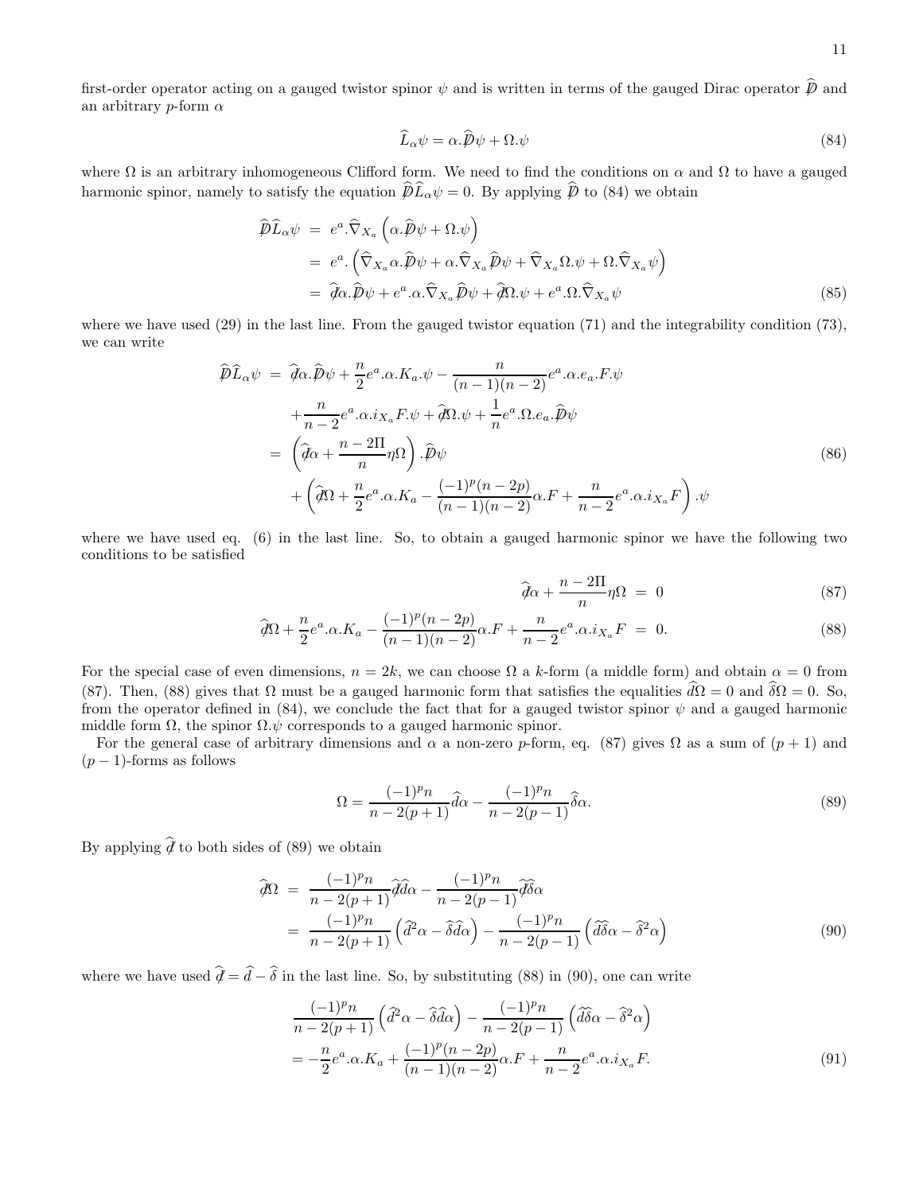first-order operator acting on a gauged twistor spinor $\psi$ and is written in terms of the gauged Dirac operator $\widehat{\not{D}}$ and an arbitrary $p$-form $\alpha$

$$\widehat{L}_\alpha \psi = \alpha.\widehat{\not{D}}\psi + \Omega.\psi \tag{84}$$

where $\Omega$ is an arbitrary inhomogeneous Clifford form. We need to find the conditions on $\alpha$ and $\Omega$ to have a gauged harmonic spinor, namely to satisfy the equation $\widehat{\not{D}}\widehat{L}_\alpha\psi = 0$. By applying $\widehat{\not{D}}$ to (84) we obtain

$$\begin{aligned}
\widehat{\not{D}}\widehat{L}_\alpha\psi &= e^a.\widehat{\nabla}_{X_a}\left(\alpha.\widehat{\not{D}}\psi + \Omega.\psi\right) \\
&= e^a.\left(\widehat{\nabla}_{X_a}\alpha.\widehat{\not{D}}\psi + \alpha.\widehat{\nabla}_{X_a}\widehat{\not{D}}\psi + \widehat{\nabla}_{X_a}\Omega.\psi + \Omega.\widehat{\nabla}_{X_a}\psi\right) \\
&= \widehat{\not{d}}\alpha.\widehat{\not{D}}\psi + e^a.\alpha.\widehat{\nabla}_{X_a}\widehat{\not{D}}\psi + \widehat{\not{d}}\Omega.\psi + e^a.\Omega.\widehat{\nabla}_{X_a}\psi
\end{aligned} \tag{85}$$

where we have used (29) in the last line. From the gauged twistor equation (71) and the integrability condition (73), we can write

$$\begin{aligned}
\widehat{\not{D}}\widehat{L}_\alpha\psi &= \widehat{\not{d}}\alpha.\widehat{\not{D}}\psi + \frac{n}{2}e^a.\alpha.K_a.\psi - \frac{n}{(n-1)(n-2)}e^a.\alpha.e_a.F.\psi \\
&\quad + \frac{n}{n-2}e^a.\alpha.i_{X_a}F.\psi + \widehat{\not{d}}\Omega.\psi + \frac{1}{n}e^a.\Omega.e_a.\widehat{\not{D}}\psi \\
&= \left(\widehat{\not{d}}\alpha + \frac{n-2\Pi}{n}\eta\Omega\right).\widehat{\not{D}}\psi \\
&\quad + \left(\widehat{\not{d}}\Omega + \frac{n}{2}e^a.\alpha.K_a - \frac{(-1)^p(n-2p)}{(n-1)(n-2)}\alpha.F + \frac{n}{n-2}e^a.\alpha.i_{X_a}F\right).\psi
\end{aligned} \tag{86}$$

where we have used eq. (6) in the last line. So, to obtain a gauged harmonic spinor we have the following two conditions to be satisfied

$$\widehat{\not{d}}\alpha + \frac{n-2\Pi}{n}\eta\Omega = 0 \tag{87}$$

$$\widehat{\not{d}}\Omega + \frac{n}{2}e^a.\alpha.K_a - \frac{(-1)^p(n-2p)}{(n-1)(n-2)}\alpha.F + \frac{n}{n-2}e^a.\alpha.i_{X_a}F = 0. \tag{88}$$

For the special case of even dimensions, $n = 2k$, we can choose $\Omega$ a $k$-form (a middle form) and obtain $\alpha = 0$ from (87). Then, (88) gives that $\Omega$ must be a gauged harmonic form that satisfies the equalities $\widehat{d}\Omega = 0$ and $\widehat{\delta}\Omega = 0$. So, from the operator defined in (84), we conclude the fact that for a gauged twistor spinor $\psi$ and a gauged harmonic middle form $\Omega$, the spinor $\Omega.\psi$ corresponds to a gauged harmonic spinor.

For the general case of arbitrary dimensions and $\alpha$ a non-zero $p$-form, eq. (87) gives $\Omega$ as a sum of $(p+1)$ and $(p-1)$-forms as follows

$$\Omega = \frac{(-1)^p n}{n-2(p+1)}\widehat{d}\alpha - \frac{(-1)^p n}{n-2(p-1)}\widehat{\delta}\alpha. \tag{89}$$

By applying $\widehat{\not{d}}$ to both sides of (89) we obtain

$$\begin{aligned}
\widehat{\not{d}}\Omega &= \frac{(-1)^p n}{n-2(p+1)}\widehat{\not{d}}\widehat{d}\alpha - \frac{(-1)^p n}{n-2(p-1)}\widehat{\not{d}}\widehat{\delta}\alpha \\
&= \frac{(-1)^p n}{n-2(p+1)}\left(\widehat{d}^2\alpha - \widehat{\delta}\widehat{d}\alpha\right) - \frac{(-1)^p n}{n-2(p-1)}\left(\widehat{d}\widehat{\delta}\alpha - \widehat{\delta}^2\alpha\right)
\end{aligned} \tag{90}$$

where we have used $\widehat{\not{d}} = \widehat{d} - \widehat{\delta}$ in the last line. So, by substituting (88) in (90), one can write

$$\begin{aligned}
&\frac{(-1)^p n}{n-2(p+1)}\left(\widehat{d}^2\alpha - \widehat{\delta}\widehat{d}\alpha\right) - \frac{(-1)^p n}{n-2(p-1)}\left(\widehat{d}\widehat{\delta}\alpha - \widehat{\delta}^2\alpha\right) \\
&= -\frac{n}{2}e^a.\alpha.K_a + \frac{(-1)^p(n-2p)}{(n-1)(n-2)}\alpha.F + \frac{n}{n-2}e^a.\alpha.i_{X_a}F.
\end{aligned} \tag{91}$$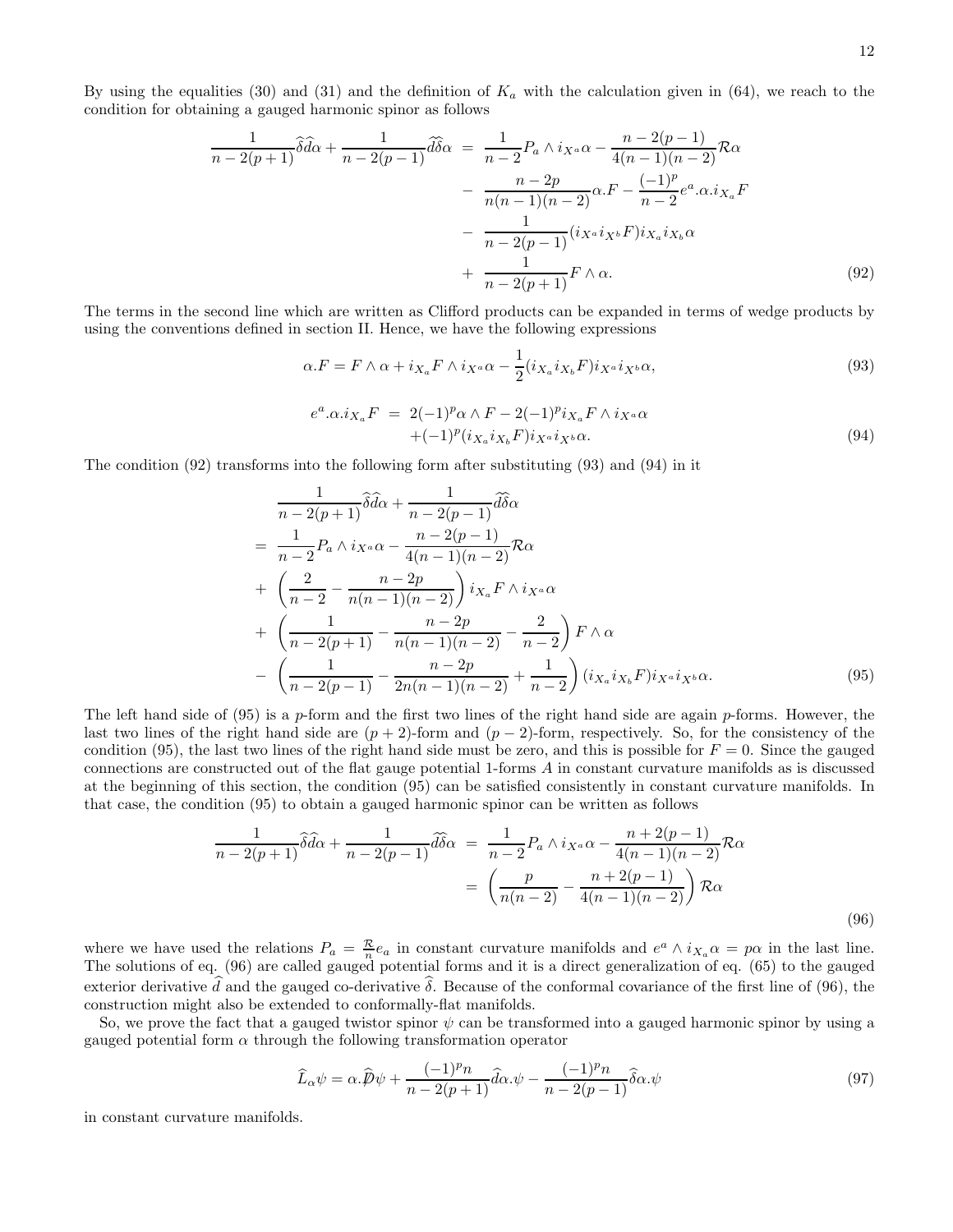By using the equalities (30) and (31) and the definition of $K_a$ with the calculation given in (64), we reach to the condition for obtaining a gauged harmonic spinor as follows

$$
\begin{aligned}
\frac{1}{n-2(p+1)}\widehat{\delta}\widehat{d}\alpha + \frac{1}{n-2(p-1)}\widehat{d}\widehat{\delta}\alpha &= \frac{1}{n-2}P_a \wedge i_{X^a}\alpha - \frac{n-2(p-1)}{4(n-1)(n-2)}\mathcal{R}\alpha \\
&- \frac{n-2p}{n(n-1)(n-2)}\alpha.F - \frac{(-1)^p}{n-2}e^a.\alpha.i_{X_a}F \\
&- \frac{1}{n-2(p-1)}(i_{X^a}i_{X^b}F)i_{X_a}i_{X_b}\alpha \\
&+ \frac{1}{n-2(p+1)}F\wedge\alpha.
\end{aligned}
\tag{92}
$$

The terms in the second line which are written as Clifford products can be expanded in terms of wedge products by using the conventions defined in section II. Hence, we have the following expressions

$$
\alpha.F = F\wedge\alpha + i_{X_a}F\wedge i_{X^a}\alpha - \frac{1}{2}(i_{X_a}i_{X_b}F)i_{X^a}i_{X^b}\alpha,
\tag{93}
$$

$$
\begin{aligned}
e^a.\alpha.i_{X_a}F &= 2(-1)^p\alpha\wedge F - 2(-1)^p i_{X_a}F\wedge i_{X^a}\alpha \\
&+ (-1)^p(i_{X_a}i_{X_b}F)i_{X^a}i_{X^b}\alpha.
\end{aligned}
\tag{94}
$$

The condition (92) transforms into the following form after substituting (93) and (94) in it

$$
\begin{aligned}
&\frac{1}{n-2(p+1)}\widehat{\delta}\widehat{d}\alpha + \frac{1}{n-2(p-1)}\widehat{d}\widehat{\delta}\alpha \\
=& \frac{1}{n-2}P_a\wedge i_{X^a}\alpha - \frac{n-2(p-1)}{4(n-1)(n-2)}\mathcal{R}\alpha \\
+& \left(\frac{2}{n-2} - \frac{n-2p}{n(n-1)(n-2)}\right)i_{X_a}F\wedge i_{X^a}\alpha \\
+& \left(\frac{1}{n-2(p+1)} - \frac{n-2p}{n(n-1)(n-2)} - \frac{2}{n-2}\right)F\wedge\alpha \\
-& \left(\frac{1}{n-2(p-1)} - \frac{n-2p}{2n(n-1)(n-2)} + \frac{1}{n-2}\right)(i_{X_a}i_{X_b}F)i_{X^a}i_{X^b}\alpha.
\end{aligned}
\tag{95}
$$

The left hand side of (95) is a $p$-form and the first two lines of the right hand side are again $p$-forms. However, the last two lines of the right hand side are $(p+2)$-form and $(p-2)$-form, respectively. So, for the consistency of the condition (95), the last two lines of the right hand side must be zero, and this is possible for $F=0$. Since the gauged connections are constructed out of the flat gauge potential 1-forms $A$ in constant curvature manifolds as is discussed at the beginning of this section, the condition (95) can be satisfied consistently in constant curvature manifolds. In that case, the condition (95) to obtain a gauged harmonic spinor can be written as follows

$$
\begin{aligned}
\frac{1}{n-2(p+1)}\widehat{\delta}\widehat{d}\alpha + \frac{1}{n-2(p-1)}\widehat{d}\widehat{\delta}\alpha &= \frac{1}{n-2}P_a\wedge i_{X^a}\alpha - \frac{n+2(p-1)}{4(n-1)(n-2)}\mathcal{R}\alpha \\
&= \left(\frac{p}{n(n-2)} - \frac{n+2(p-1)}{4(n-1)(n-2)}\right)\mathcal{R}\alpha
\end{aligned}
\tag{96}
$$

where we have used the relations $P_a = \frac{\mathcal{R}}{n}e_a$ in constant curvature manifolds and $e^a\wedge i_{X_a}\alpha = p\alpha$ in the last line. The solutions of eq. (96) are called gauged potential forms and it is a direct generalization of eq. (65) to the gauged exterior derivative $\widehat{d}$ and the gauged co-derivative $\widehat{\delta}$. Because of the conformal covariance of the first line of (96), the construction might also be extended to conformally-flat manifolds.

So, we prove the fact that a gauged twistor spinor $\psi$ can be transformed into a gauged harmonic spinor by using a gauged potential form $\alpha$ through the following transformation operator

$$
\widehat{L}_\alpha\psi = \alpha.\widehat{\not{D}}\psi + \frac{(-1)^p n}{n-2(p+1)}\widehat{d}\alpha.\psi - \frac{(-1)^p n}{n-2(p-1)}\widehat{\delta}\alpha.\psi
\tag{97}
$$

in constant curvature manifolds.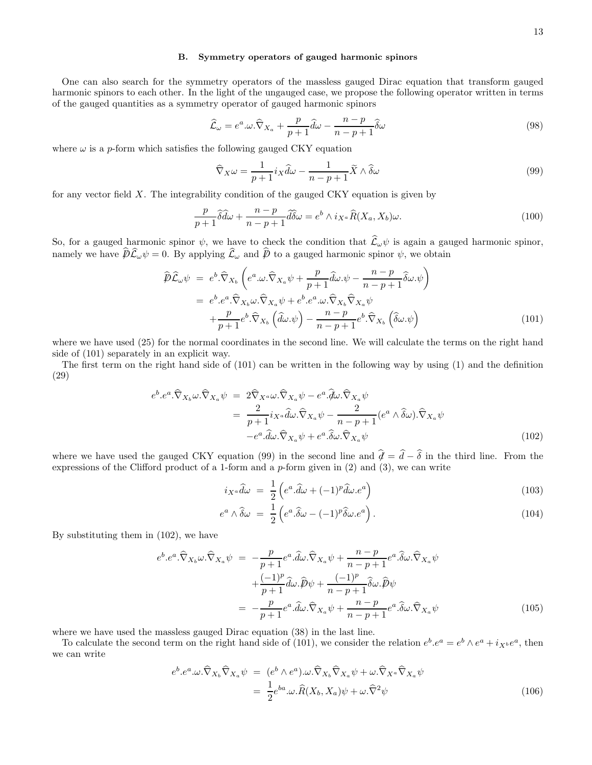### B. Symmetry operators of gauged harmonic spinors

One can also search for the symmetry operators of the massless gauged Dirac equation that transform gauged harmonic spinors to each other. In the light of the ungauged case, we propose the following operator written in terms of the gauged quantities as a symmetry operator of gauged harmonic spinors

$$\widehat{\mathcal{L}}_\omega = e^a.\omega.\widehat{\nabla}_{X_a} + \frac{p}{p+1}\widehat{d}\omega - \frac{n-p}{n-p+1}\widehat{\delta}\omega \tag{98}$$

where $\omega$ is a $p$-form which satisfies the following gauged CKY equation

$$\widehat{\nabla}_X\omega = \frac{1}{p+1}i_X\widehat{d}\omega - \frac{1}{n-p+1}\widetilde{X}\wedge\widehat{\delta}\omega \tag{99}$$

for any vector field $X$. The integrability condition of the gauged CKY equation is given by

$$\frac{p}{p+1}\widehat{\delta}\widehat{d}\omega + \frac{n-p}{n-p+1}\widehat{d}\widehat{\delta}\omega = e^b\wedge i_{X^a}\widehat{R}(X_a,X_b)\omega. \tag{100}$$

So, for a gauged harmonic spinor $\psi$, we have to check the condition that $\widehat{\mathcal{L}}_\omega\psi$ is again a gauged harmonic spinor, namely we have $\widehat{\not{D}}\widehat{\mathcal{L}}_\omega\psi = 0$. By applying $\widehat{\mathcal{L}}_\omega$ and $\widehat{\not{D}}$ to a gauged harmonic spinor $\psi$, we obtain

$$\begin{aligned}
\widehat{\not{D}}\widehat{\mathcal{L}}_\omega\psi &= e^b.\widehat{\nabla}_{X_b}\left(e^a.\omega.\widehat{\nabla}_{X_a}\psi + \frac{p}{p+1}\widehat{d}\omega.\psi - \frac{n-p}{n-p+1}\widehat{\delta}\omega.\psi\right)\\
&= e^b.e^a.\widehat{\nabla}_{X_b}\omega.\widehat{\nabla}_{X_a}\psi + e^b.e^a.\omega.\widehat{\nabla}_{X_b}\widehat{\nabla}_{X_a}\psi\\
&\quad+\frac{p}{p+1}e^b.\widehat{\nabla}_{X_b}\left(\widehat{d}\omega.\psi\right) - \frac{n-p}{n-p+1}e^b.\widehat{\nabla}_{X_b}\left(\widehat{\delta}\omega.\psi\right)
\end{aligned} \tag{101}$$

where we have used (25) for the normal coordinates in the second line. We will calculate the terms on the right hand side of (101) separately in an explicit way.

The first term on the right hand side of (101) can be written in the following way by using (1) and the definition (29)

$$\begin{aligned}
e^b.e^a.\widehat{\nabla}_{X_b}\omega.\widehat{\nabla}_{X_a}\psi &= 2\widehat{\nabla}_{X^a}\omega.\widehat{\nabla}_{X_a}\psi - e^a.\widehat{\not{d}}\omega.\widehat{\nabla}_{X_a}\psi\\
&= \frac{2}{p+1}i_{X^a}\widehat{d}\omega.\widehat{\nabla}_{X_a}\psi - \frac{2}{n-p+1}(e^a\wedge\widehat{\delta}\omega).\widehat{\nabla}_{X_a}\psi\\
&\quad-e^a.\widehat{d}\omega.\widehat{\nabla}_{X_a}\psi + e^a.\widehat{\delta}\omega.\widehat{\nabla}_{X_a}\psi
\end{aligned} \tag{102}$$

where we have used the gauged CKY equation (99) in the second line and $\widehat{\not{d}} = \widehat{d} - \widehat{\delta}$ in the third line. From the expressions of the Clifford product of a 1-form and a $p$-form given in (2) and (3), we can write

$$i_{X^a}\widehat{d}\omega = \frac{1}{2}\left(e^a.\widehat{d}\omega + (-1)^p\widehat{d}\omega.e^a\right) \tag{103}$$

$$e^a\wedge\widehat{\delta}\omega = \frac{1}{2}\left(e^a.\widehat{\delta}\omega - (-1)^p\widehat{\delta}\omega.e^a\right). \tag{104}$$

By substituting them in (102), we have

$$\begin{aligned}
e^b.e^a.\widehat{\nabla}_{X_b}\omega.\widehat{\nabla}_{X_a}\psi &= -\frac{p}{p+1}e^a.\widehat{d}\omega.\widehat{\nabla}_{X_a}\psi + \frac{n-p}{n-p+1}e^a.\widehat{\delta}\omega.\widehat{\nabla}_{X_a}\psi\\
&\quad+\frac{(-1)^p}{p+1}\widehat{d}\omega.\widehat{\not{D}}\psi + \frac{(-1)^p}{n-p+1}\widehat{\delta}\omega.\widehat{\not{D}}\psi\\
&= -\frac{p}{p+1}e^a.\widehat{d}\omega.\widehat{\nabla}_{X_a}\psi + \frac{n-p}{n-p+1}e^a.\widehat{\delta}\omega.\widehat{\nabla}_{X_a}\psi
\end{aligned} \tag{105}$$

where we have used the massless gauged Dirac equation (38) in the last line.

To calculate the second term on the right hand side of (101), we consider the relation $e^b.e^a = e^b\wedge e^a + i_{X^b}e^a$, then we can write

$$\begin{aligned}
e^b.e^a.\omega.\widehat{\nabla}_{X_b}\widehat{\nabla}_{X_a}\psi &= (e^b\wedge e^a).\omega.\widehat{\nabla}_{X_b}\widehat{\nabla}_{X_a}\psi + \omega.\widehat{\nabla}_{X^a}\widehat{\nabla}_{X_a}\psi\\
&= \frac{1}{2}e^{ba}.\omega.\widehat{R}(X_b,X_a)\psi + \omega.\widehat{\nabla}^2\psi
\end{aligned} \tag{106}$$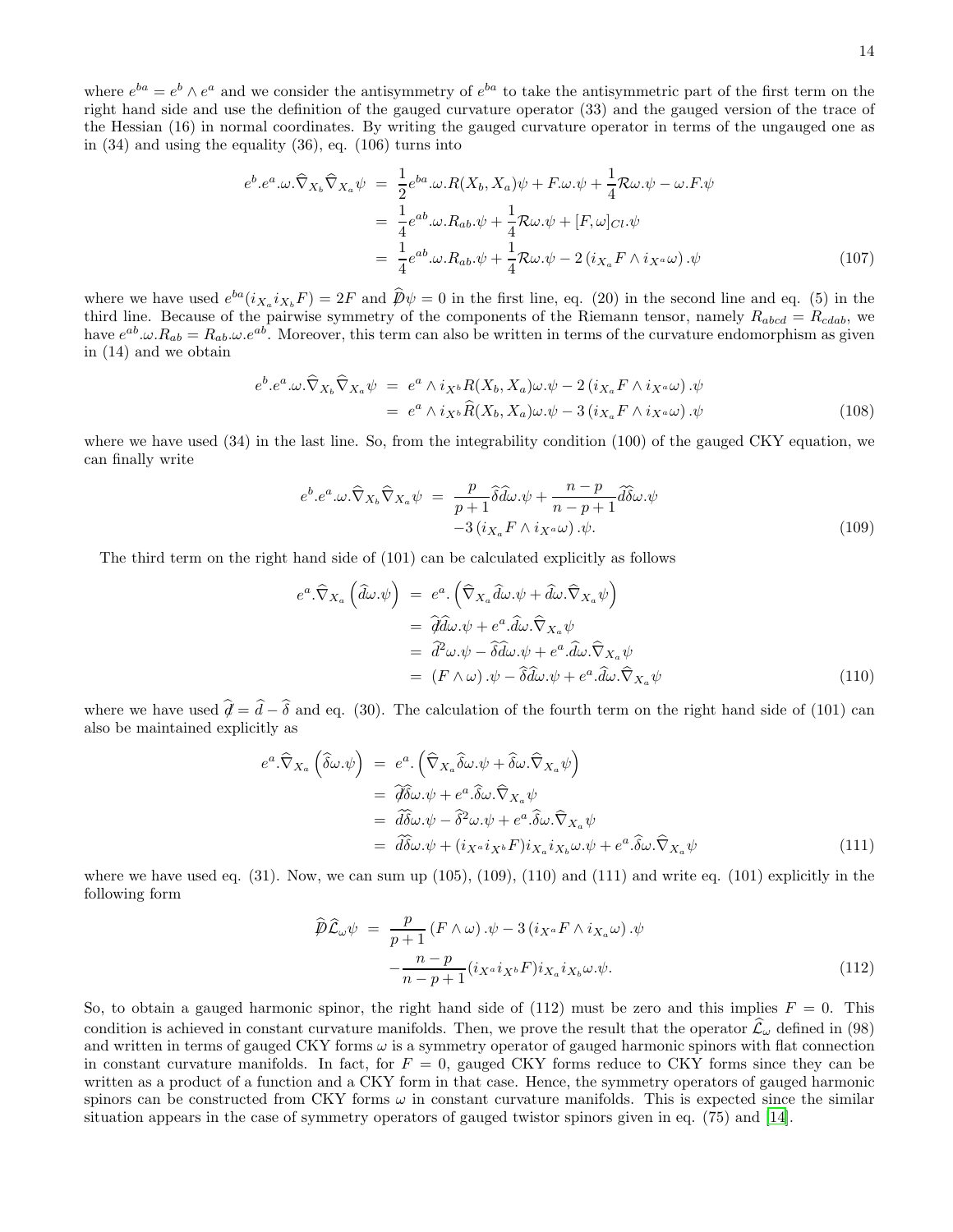where $e^{ba} = e^b \wedge e^a$ and we consider the antisymmetry of $e^{ba}$ to take the antisymmetric part of the first term on the right hand side and use the definition of the gauged curvature operator (33) and the gauged version of the trace of the Hessian (16) in normal coordinates. By writing the gauged curvature operator in terms of the ungauged one as in (34) and using the equality (36), eq. (106) turns into

$$
\begin{aligned}
e^b.e^a.\omega.\widehat{\nabla}_{X_b}\widehat{\nabla}_{X_a}\psi &= \frac{1}{2}e^{ba}.\omega.R(X_b, X_a)\psi + F.\omega.\psi + \frac{1}{4}\mathcal{R}\omega.\psi - \omega.F.\psi \\
&= \frac{1}{4}e^{ab}.\omega.R_{ab}.\psi + \frac{1}{4}\mathcal{R}\omega.\psi + [F, \omega]_{Cl}.\psi \\
&= \frac{1}{4}e^{ab}.\omega.R_{ab}.\psi + \frac{1}{4}\mathcal{R}\omega.\psi - 2\left(i_{X_a}F \wedge i_{X^a}\omega\right).\psi \qquad (107)
\end{aligned}
$$

where we have used $e^{ba}(i_{X_a}i_{X_b}F) = 2F$ and $\widehat{\not{D}}\psi = 0$ in the first line, eq. (20) in the second line and eq. (5) in the third line. Because of the pairwise symmetry of the components of the Riemann tensor, namely $R_{abcd} = R_{cdab}$, we have $e^{ab}.\omega.R_{ab} = R_{ab}.\omega.e^{ab}$. Moreover, this term can also be written in terms of the curvature endomorphism as given in (14) and we obtain

$$
\begin{aligned}
e^b.e^a.\omega.\widehat{\nabla}_{X_b}\widehat{\nabla}_{X_a}\psi &= e^a \wedge i_{X^b}R(X_b, X_a)\omega.\psi - 2\left(i_{X_a}F \wedge i_{X^a}\omega\right).\psi \\
&= e^a \wedge i_{X^b}\widehat{R}(X_b, X_a)\omega.\psi - 3\left(i_{X_a}F \wedge i_{X^a}\omega\right).\psi \qquad (108)
\end{aligned}
$$

where we have used (34) in the last line. So, from the integrability condition (100) of the gauged CKY equation, we can finally write

$$
\begin{aligned}
e^b.e^a.\omega.\widehat{\nabla}_{X_b}\widehat{\nabla}_{X_a}\psi &= \frac{p}{p+1}\widehat{\delta}\widehat{d}\omega.\psi + \frac{n-p}{n-p+1}\widehat{d}\widehat{\delta}\omega.\psi \\
&\quad -3\left(i_{X_a}F \wedge i_{X^a}\omega\right).\psi. \qquad (109)
\end{aligned}
$$

The third term on the right hand side of (101) can be calculated explicitly as follows

$$
\begin{aligned}
e^a.\widehat{\nabla}_{X_a}\left(\widehat{d}\omega.\psi\right) &= e^a.\left(\widehat{\nabla}_{X_a}\widehat{d}\omega.\psi + \widehat{d}\omega.\widehat{\nabla}_{X_a}\psi\right) \\
&= \widehat{\not{d}}\widehat{d}\omega.\psi + e^a.\widehat{d}\omega.\widehat{\nabla}_{X_a}\psi \\
&= \widehat{d}^2\omega.\psi - \widehat{\delta}\widehat{d}\omega.\psi + e^a.\widehat{d}\omega.\widehat{\nabla}_{X_a}\psi \\
&= \left(F \wedge \omega\right).\psi - \widehat{\delta}\widehat{d}\omega.\psi + e^a.\widehat{d}\omega.\widehat{\nabla}_{X_a}\psi \qquad (110)
\end{aligned}
$$

where we have used $\widehat{\not{d}} = \widehat{d} - \widehat{\delta}$ and eq. (30). The calculation of the fourth term on the right hand side of (101) can also be maintained explicitly as

$$
\begin{aligned}
e^a.\widehat{\nabla}_{X_a}\left(\widehat{\delta}\omega.\psi\right) &= e^a.\left(\widehat{\nabla}_{X_a}\widehat{\delta}\omega.\psi + \widehat{\delta}\omega.\widehat{\nabla}_{X_a}\psi\right) \\
&= \widehat{\not{d}}\widehat{\delta}\omega.\psi + e^a.\widehat{\delta}\omega.\widehat{\nabla}_{X_a}\psi \\
&= \widehat{d}\widehat{\delta}\omega.\psi - \widehat{\delta}^2\omega.\psi + e^a.\widehat{\delta}\omega.\widehat{\nabla}_{X_a}\psi \\
&= \widehat{d}\widehat{\delta}\omega.\psi + (i_{X^a}i_{X^b}F)i_{X_a}i_{X_b}\omega.\psi + e^a.\widehat{\delta}\omega.\widehat{\nabla}_{X_a}\psi \qquad (111)
\end{aligned}
$$

where we have used eq. (31). Now, we can sum up (105), (109), (110) and (111) and write eq. (101) explicitly in the following form

$$
\begin{aligned}
\widehat{\not{D}}\widehat{\mathcal{L}}_\omega\psi &= \frac{p}{p+1}\left(F \wedge \omega\right).\psi - 3\left(i_{X^a}F \wedge i_{X_a}\omega\right).\psi \\
&\quad -\frac{n-p}{n-p+1}(i_{X^a}i_{X^b}F)i_{X_a}i_{X_b}\omega.\psi. \qquad (112)
\end{aligned}
$$

So, to obtain a gauged harmonic spinor, the right hand side of (112) must be zero and this implies $F = 0$. This condition is achieved in constant curvature manifolds. Then, we prove the result that the operator $\widehat{\mathcal{L}}_\omega$ defined in (98) and written in terms of gauged CKY forms $\omega$ is a symmetry operator of gauged harmonic spinors with flat connection in constant curvature manifolds. In fact, for $F = 0$, gauged CKY forms reduce to CKY forms since they can be written as a product of a function and a CKY form in that case. Hence, the symmetry operators of gauged harmonic spinors can be constructed from CKY forms $\omega$ in constant curvature manifolds. This is expected since the similar situation appears in the case of symmetry operators of gauged twistor spinors given in eq. (75) and [14].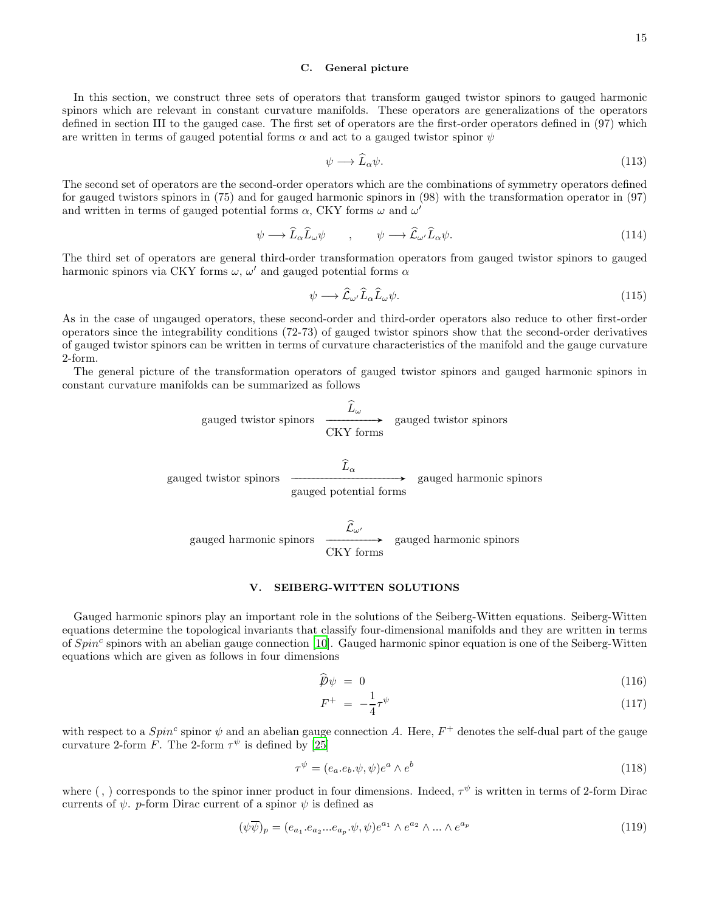### C. General picture

In this section, we construct three sets of operators that transform gauged twistor spinors to gauged harmonic spinors which are relevant in constant curvature manifolds. These operators are generalizations of the operators defined in section III to the gauged case. The first set of operators are the first-order operators defined in (97) which are written in terms of gauged potential forms $\alpha$ and act to a gauged twistor spinor $\psi$

$$\psi \longrightarrow \widehat{L}_\alpha \psi. \tag{113}$$

The second set of operators are the second-order operators which are the combinations of symmetry operators defined for gauged twistors spinors in (75) and for gauged harmonic spinors in (98) with the transformation operator in (97) and written in terms of gauged potential forms $\alpha$, CKY forms $\omega$ and $\omega'$

$$\psi \longrightarrow \widehat{L}_\alpha \widehat{L}_\omega \psi \qquad , \qquad \psi \longrightarrow \widehat{\mathcal{L}}_{\omega'} \widehat{L}_\alpha \psi. \tag{114}$$

The third set of operators are general third-order transformation operators from gauged twistor spinors to gauged harmonic spinors via CKY forms $\omega$, $\omega'$ and gauged potential forms $\alpha$

$$\psi \longrightarrow \widehat{\mathcal{L}}_{\omega'} \widehat{L}_\alpha \widehat{L}_\omega \psi. \tag{115}$$

As in the case of ungauged operators, these second-order and third-order operators also reduce to other first-order operators since the integrability conditions (72-73) of gauged twistor spinors show that the second-order derivatives of gauged twistor spinors can be written in terms of curvature characteristics of the manifold and the gauge curvature 2-form.

The general picture of the transformation operators of gauged twistor spinors and gauged harmonic spinors in constant curvature manifolds can be summarized as follows

$$\text{gauged twistor spinors} \xrightarrow[\text{CKY forms}]{\widehat{L}_\omega} \text{gauged twistor spinors}$$

$$\text{gauged twistor spinors} \xrightarrow[\text{gauged potential forms}]{\widehat{L}_\alpha} \text{gauged harmonic spinors}$$

$$\text{gauged harmonic spinors} \xrightarrow[\text{CKY forms}]{\widehat{\mathcal{L}}_{\omega'}} \text{gauged harmonic spinors}$$

## V. SEIBERG-WITTEN SOLUTIONS

Gauged harmonic spinors play an important role in the solutions of the Seiberg-Witten equations. Seiberg-Witten equations determine the topological invariants that classify four-dimensional manifolds and they are written in terms of $Spin^c$ spinors with an abelian gauge connection [10]. Gauged harmonic spinor equation is one of the Seiberg-Witten equations which are given as follows in four dimensions

$$\widehat{\not{D}}\psi = 0 \tag{116}$$

$$F^+ = -\frac{1}{4}\tau^\psi \tag{117}$$

with respect to a $Spin^c$ spinor $\psi$ and an abelian gauge connection $A$. Here, $F^+$ denotes the self-dual part of the gauge curvature 2-form $F$. The 2-form $\tau^\psi$ is defined by [25]

$$\tau^\psi = (e_a.e_b.\psi, \psi)e^a \wedge e^b \tag{118}$$

where ( , ) corresponds to the spinor inner product in four dimensions. Indeed, $\tau^\psi$ is written in terms of 2-form Dirac currents of $\psi$. $p$-form Dirac current of a spinor $\psi$ is defined as

$$(\psi\overline{\psi})_p = (e_{a_1}.e_{a_2}...e_{a_p}.\psi, \psi)e^{a_1} \wedge e^{a_2} \wedge ... \wedge e^{a_p} \tag{119}$$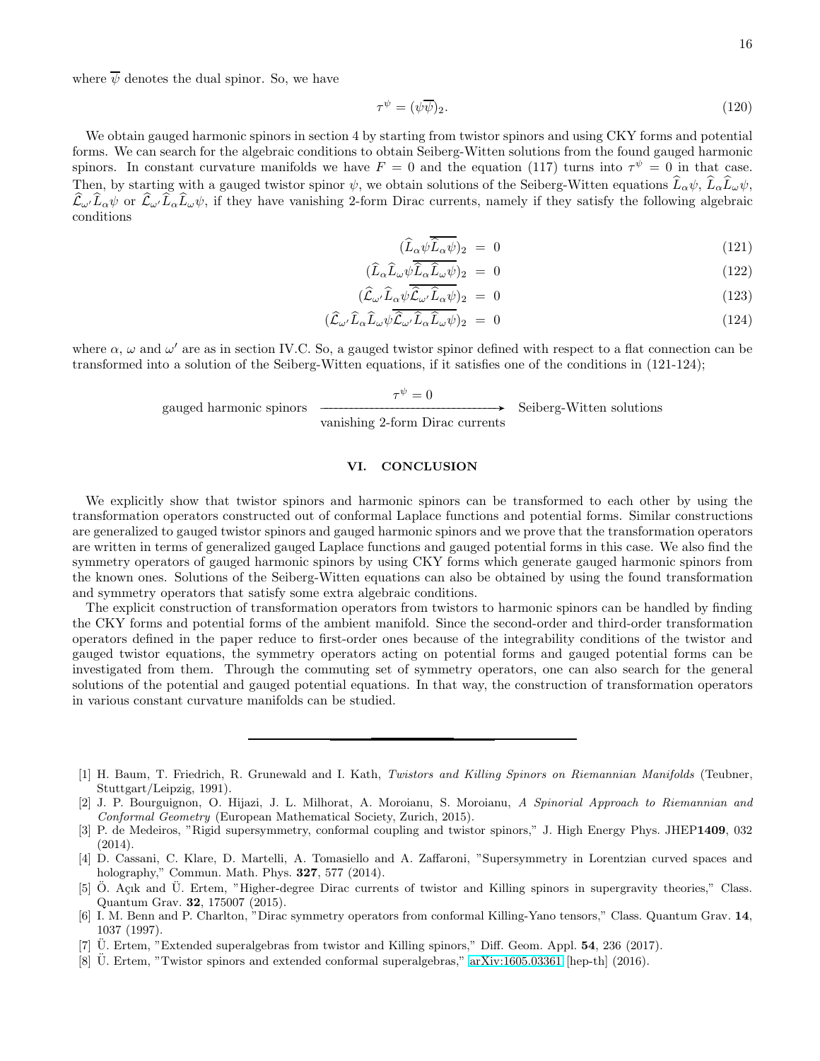where $\overline{\psi}$ denotes the dual spinor. So, we have

$$\tau^{\psi} = (\psi\overline{\psi})_2. \tag{120}$$

We obtain gauged harmonic spinors in section 4 by starting from twistor spinors and using CKY forms and potential forms. We can search for the algebraic conditions to obtain Seiberg-Witten solutions from the found gauged harmonic spinors. In constant curvature manifolds we have $F = 0$ and the equation (117) turns into $\tau^{\psi} = 0$ in that case. Then, by starting with a gauged twistor spinor $\psi$, we obtain solutions of the Seiberg-Witten equations $\widehat{L}_\alpha\psi$, $\widehat{L}_\alpha\widehat{L}_\omega\psi$, $\widehat{\mathcal{L}}_{\omega'}\widehat{L}_\alpha\psi$ or $\widehat{\mathcal{L}}_{\omega'}\widehat{L}_\alpha\widehat{L}_\omega\psi$, if they have vanishing 2-form Dirac currents, namely if they satisfy the following algebraic conditions

$$(\widehat{L}_\alpha\psi\overline{\widehat{L}_\alpha\psi})_2 = 0 \tag{121}$$

$$(\widehat{L}_\alpha\widehat{L}_\omega\psi\overline{\widehat{L}_\alpha\widehat{L}_\omega\psi})_2 = 0 \tag{122}$$

$$(\widehat{\mathcal{L}}_{\omega'}\widehat{L}_\alpha\psi\overline{\widehat{\mathcal{L}}_{\omega'}\widehat{L}_\alpha\psi})_2 = 0 \tag{123}$$

$$(\widehat{\mathcal{L}}_{\omega'}\widehat{L}_\alpha\widehat{L}_\omega\psi\overline{\widehat{\mathcal{L}}_{\omega'}\widehat{L}_\alpha\widehat{L}_\omega\psi})_2 = 0 \tag{124}$$

where $\alpha$, $\omega$ and $\omega'$ are as in section IV.C. So, a gauged twistor spinor defined with respect to a flat connection can be transformed into a solution of the Seiberg-Witten equations, if it satisfies one of the conditions in (121-124);

$$\text{gauged harmonic spinors} \xrightarrow[\text{vanishing 2-form Dirac currents}]{\tau^{\psi}=0} \text{Seiberg-Witten solutions}$$

## VI. CONCLUSION

We explicitly show that twistor spinors and harmonic spinors can be transformed to each other by using the transformation operators constructed out of conformal Laplace functions and potential forms. Similar constructions are generalized to gauged twistor spinors and gauged harmonic spinors and we prove that the transformation operators are written in terms of generalized gauged Laplace functions and gauged potential forms in this case. We also find the symmetry operators of gauged harmonic spinors by using CKY forms which generate gauged harmonic spinors from the known ones. Solutions of the Seiberg-Witten equations can also be obtained by using the found transformation and symmetry operators that satisfy some extra algebraic conditions.

The explicit construction of transformation operators from twistors to harmonic spinors can be handled by finding the CKY forms and potential forms of the ambient manifold. Since the second-order and third-order transformation operators defined in the paper reduce to first-order ones because of the integrability conditions of the twistor and gauged twistor equations, the symmetry operators acting on potential forms and gauged potential forms can be investigated from them. Through the commuting set of symmetry operators, one can also search for the general solutions of the potential and gauged potential equations. In that way, the construction of transformation operators in various constant curvature manifolds can be studied.

---

[1] H. Baum, T. Friedrich, R. Grunewald and I. Kath, *Twistors and Killing Spinors on Riemannian Manifolds* (Teubner, Stuttgart/Leipzig, 1991).

[2] J. P. Bourguignon, O. Hijazi, J. L. Milhorat, A. Moroianu, S. Moroianu, *A Spinorial Approach to Riemannian and Conformal Geometry* (European Mathematical Society, Zurich, 2015).

[3] P. de Medeiros, "Rigid supersymmetry, conformal coupling and twistor spinors," J. High Energy Phys. JHEP**1409**, 032 (2014).

[4] D. Cassani, C. Klare, D. Martelli, A. Tomasiello and A. Zaffaroni, "Supersymmetry in Lorentzian curved spaces and holography," Commun. Math. Phys. **327**, 577 (2014).

[5] Ö. Açık and Ü. Ertem, "Higher-degree Dirac currents of twistor and Killing spinors in supergravity theories," Class. Quantum Grav. **32**, 175007 (2015).

[6] I. M. Benn and P. Charlton, "Dirac symmetry operators from conformal Killing-Yano tensors," Class. Quantum Grav. **14**, 1037 (1997).

[7] Ü. Ertem, "Extended superalgebras from twistor and Killing spinors," Diff. Geom. Appl. **54**, 236 (2017).

[8] Ü. Ertem, "Twistor spinors and extended conformal superalgebras," arXiv:1605.03361 [hep-th] (2016).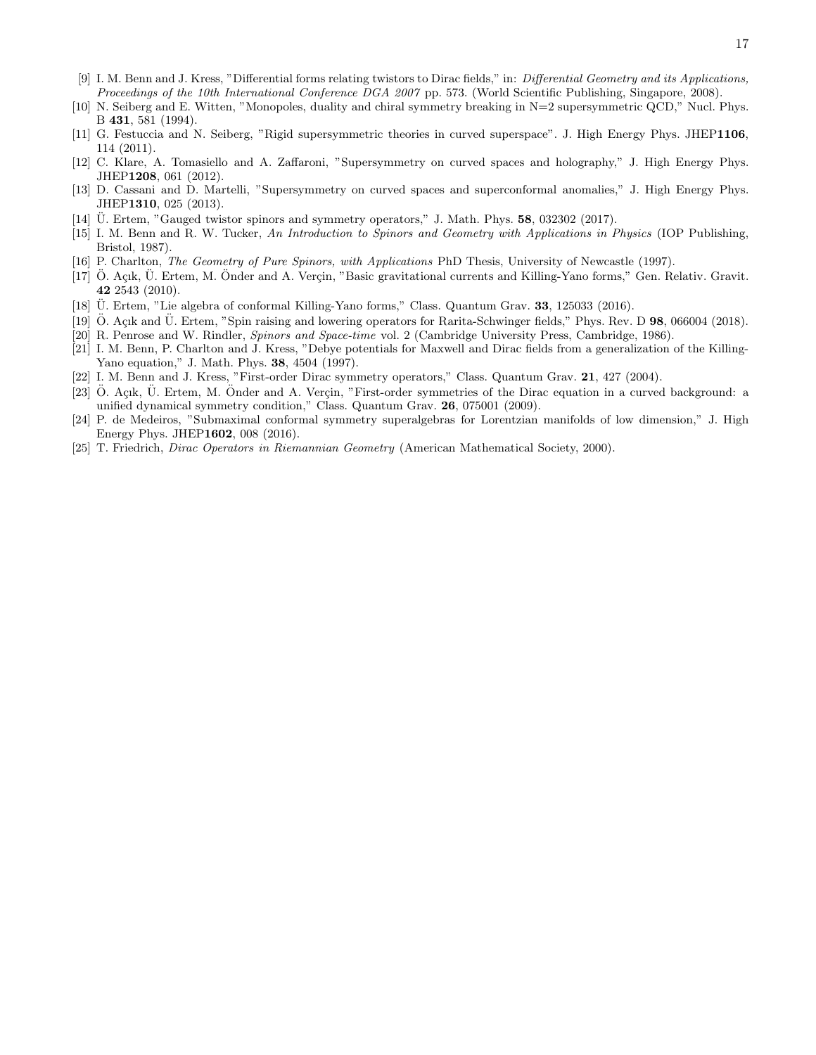[9] I. M. Benn and J. Kress, "Differential forms relating twistors to Dirac fields," in: *Differential Geometry and its Applications, Proceedings of the 10th International Conference DGA 2007* pp. 573. (World Scientific Publishing, Singapore, 2008).

[10] N. Seiberg and E. Witten, "Monopoles, duality and chiral symmetry breaking in N=2 supersymmetric QCD," Nucl. Phys. B **431**, 581 (1994).

[11] G. Festuccia and N. Seiberg, "Rigid supersymmetric theories in curved superspace". J. High Energy Phys. JHEP**1106**, 114 (2011).

[12] C. Klare, A. Tomasiello and A. Zaffaroni, "Supersymmetry on curved spaces and holography," J. High Energy Phys. JHEP**1208**, 061 (2012).

[13] D. Cassani and D. Martelli, "Supersymmetry on curved spaces and superconformal anomalies," J. High Energy Phys. JHEP**1310**, 025 (2013).

[14] Ü. Ertem, "Gauged twistor spinors and symmetry operators," J. Math. Phys. **58**, 032302 (2017).

[15] I. M. Benn and R. W. Tucker, *An Introduction to Spinors and Geometry with Applications in Physics* (IOP Publishing, Bristol, 1987).

[16] P. Charlton, *The Geometry of Pure Spinors, with Applications* PhD Thesis, University of Newcastle (1997).

[17] Ö. Açık, Ü. Ertem, M. Önder and A. Verçin, "Basic gravitational currents and Killing-Yano forms," Gen. Relativ. Gravit. **42** 2543 (2010).

[18] Ü. Ertem, "Lie algebra of conformal Killing-Yano forms," Class. Quantum Grav. **33**, 125033 (2016).

[19] Ö. Açık and Ü. Ertem, "Spin raising and lowering operators for Rarita-Schwinger fields," Phys. Rev. D **98**, 066004 (2018).

[20] R. Penrose and W. Rindler, *Spinors and Space-time* vol. 2 (Cambridge University Press, Cambridge, 1986).

[21] I. M. Benn, P. Charlton and J. Kress, "Debye potentials for Maxwell and Dirac fields from a generalization of the Killing-Yano equation," J. Math. Phys. **38**, 4504 (1997).

[22] I. M. Benn and J. Kress, "First-order Dirac symmetry operators," Class. Quantum Grav. **21**, 427 (2004).

[23] Ö. Açık, Ü. Ertem, M. Önder and A. Verçin, "First-order symmetries of the Dirac equation in a curved background: a unified dynamical symmetry condition," Class. Quantum Grav. **26**, 075001 (2009).

[24] P. de Medeiros, "Submaximal conformal symmetry superalgebras for Lorentzian manifolds of low dimension," J. High Energy Phys. JHEP**1602**, 008 (2016).

[25] T. Friedrich, *Dirac Operators in Riemannian Geometry* (American Mathematical Society, 2000).